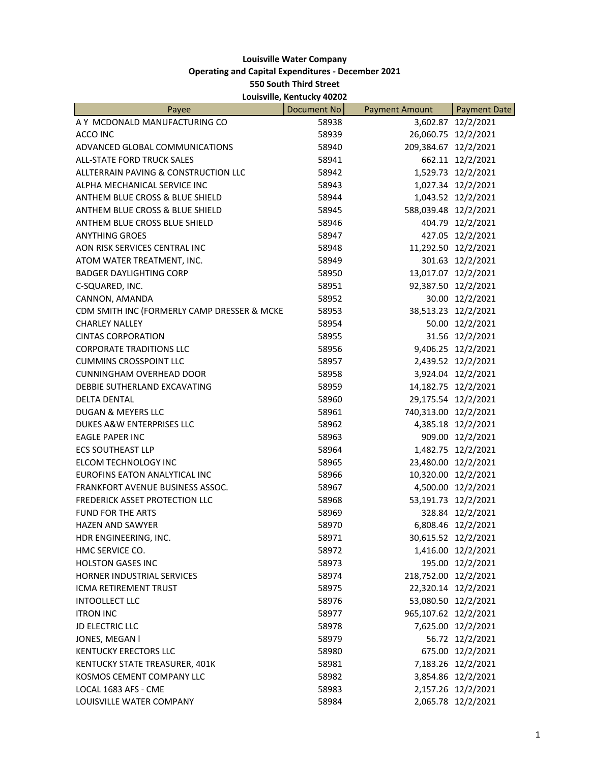# Louisville Water Company

## Operating and Capital Expenditures - December 2021

**550 South Third Street**

**Louisville, Kentucky 40202**

| Payee | Document No | Payment Amount | Payment Date |
|---|---|---|---|
| A Y MCDONALD MANUFACTURING CO | 58938 | 3,602.87 | 12/2/2021 |
| ACCO INC | 58939 | 26,060.75 | 12/2/2021 |
| ADVANCED GLOBAL COMMUNICATIONS | 58940 | 209,384.67 | 12/2/2021 |
| ALL-STATE FORD TRUCK SALES | 58941 | 662.11 | 12/2/2021 |
| ALLTERRAIN PAVING & CONSTRUCTION LLC | 58942 | 1,529.73 | 12/2/2021 |
| ALPHA MECHANICAL SERVICE INC | 58943 | 1,027.34 | 12/2/2021 |
| ANTHEM BLUE CROSS & BLUE SHIELD | 58944 | 1,043.52 | 12/2/2021 |
| ANTHEM BLUE CROSS & BLUE SHIELD | 58945 | 588,039.48 | 12/2/2021 |
| ANTHEM BLUE CROSS BLUE SHIELD | 58946 | 404.79 | 12/2/2021 |
| ANYTHING GROES | 58947 | 427.05 | 12/2/2021 |
| AON RISK SERVICES CENTRAL INC | 58948 | 11,292.50 | 12/2/2021 |
| ATOM WATER TREATMENT, INC. | 58949 | 301.63 | 12/2/2021 |
| BADGER DAYLIGHTING CORP | 58950 | 13,017.07 | 12/2/2021 |
| C-SQUARED, INC. | 58951 | 92,387.50 | 12/2/2021 |
| CANNON, AMANDA | 58952 | 30.00 | 12/2/2021 |
| CDM SMITH INC (FORMERLY CAMP DRESSER & MCKE | 58953 | 38,513.23 | 12/2/2021 |
| CHARLEY NALLEY | 58954 | 50.00 | 12/2/2021 |
| CINTAS CORPORATION | 58955 | 31.56 | 12/2/2021 |
| CORPORATE TRADITIONS LLC | 58956 | 9,406.25 | 12/2/2021 |
| CUMMINS CROSSPOINT LLC | 58957 | 2,439.52 | 12/2/2021 |
| CUNNINGHAM OVERHEAD DOOR | 58958 | 3,924.04 | 12/2/2021 |
| DEBBIE SUTHERLAND EXCAVATING | 58959 | 14,182.75 | 12/2/2021 |
| DELTA DENTAL | 58960 | 29,175.54 | 12/2/2021 |
| DUGAN & MEYERS LLC | 58961 | 740,313.00 | 12/2/2021 |
| DUKES A&W ENTERPRISES LLC | 58962 | 4,385.18 | 12/2/2021 |
| EAGLE PAPER INC | 58963 | 909.00 | 12/2/2021 |
| ECS SOUTHEAST LLP | 58964 | 1,482.75 | 12/2/2021 |
| ELCOM TECHNOLOGY INC | 58965 | 23,480.00 | 12/2/2021 |
| EUROFINS EATON ANALYTICAL INC | 58966 | 10,320.00 | 12/2/2021 |
| FRANKFORT AVENUE BUSINESS ASSOC. | 58967 | 4,500.00 | 12/2/2021 |
| FREDERICK ASSET PROTECTION LLC | 58968 | 53,191.73 | 12/2/2021 |
| FUND FOR THE ARTS | 58969 | 328.84 | 12/2/2021 |
| HAZEN AND SAWYER | 58970 | 6,808.46 | 12/2/2021 |
| HDR ENGINEERING, INC. | 58971 | 30,615.52 | 12/2/2021 |
| HMC SERVICE CO. | 58972 | 1,416.00 | 12/2/2021 |
| HOLSTON GASES INC | 58973 | 195.00 | 12/2/2021 |
| HORNER INDUSTRIAL SERVICES | 58974 | 218,752.00 | 12/2/2021 |
| ICMA RETIREMENT TRUST | 58975 | 22,320.14 | 12/2/2021 |
| INTOOLLECT LLC | 58976 | 53,080.50 | 12/2/2021 |
| ITRON INC | 58977 | 965,107.62 | 12/2/2021 |
| JD ELECTRIC LLC | 58978 | 7,625.00 | 12/2/2021 |
| JONES, MEGAN l | 58979 | 56.72 | 12/2/2021 |
| KENTUCKY ERECTORS LLC | 58980 | 675.00 | 12/2/2021 |
| KENTUCKY STATE TREASURER, 401K | 58981 | 7,183.26 | 12/2/2021 |
| KOSMOS CEMENT COMPANY LLC | 58982 | 3,854.86 | 12/2/2021 |
| LOCAL 1683 AFS - CME | 58983 | 2,157.26 | 12/2/2021 |
| LOUISVILLE WATER COMPANY | 58984 | 2,065.78 | 12/2/2021 |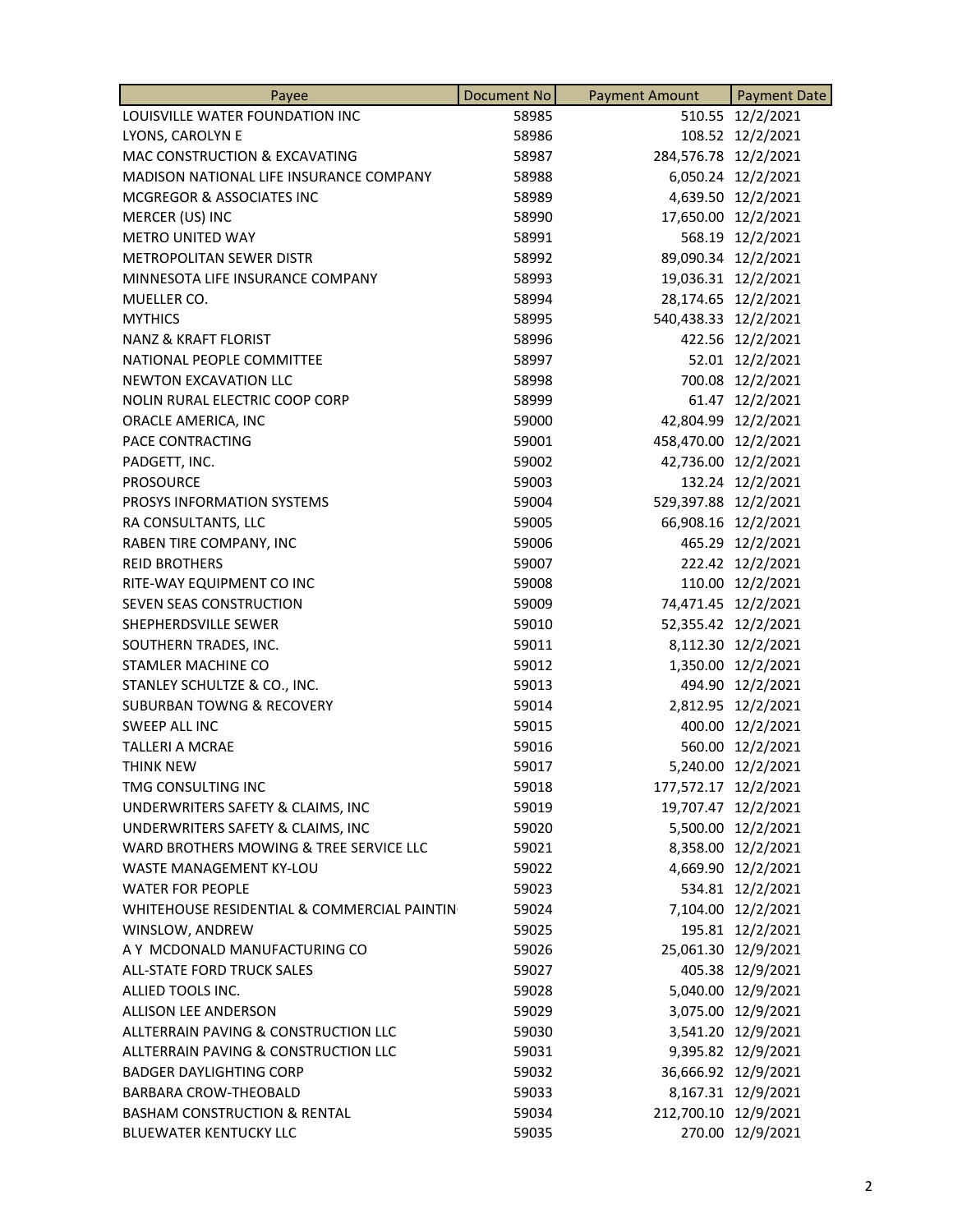| Payee | Document No | Payment Amount | Payment Date |
|---|---|---|---|
| LOUISVILLE WATER FOUNDATION INC | 58985 | 510.55 | 12/2/2021 |
| LYONS, CAROLYN E | 58986 | 108.52 | 12/2/2021 |
| MAC CONSTRUCTION & EXCAVATING | 58987 | 284,576.78 | 12/2/2021 |
| MADISON NATIONAL LIFE INSURANCE COMPANY | 58988 | 6,050.24 | 12/2/2021 |
| MCGREGOR & ASSOCIATES INC | 58989 | 4,639.50 | 12/2/2021 |
| MERCER (US) INC | 58990 | 17,650.00 | 12/2/2021 |
| METRO UNITED WAY | 58991 | 568.19 | 12/2/2021 |
| METROPOLITAN SEWER DISTR | 58992 | 89,090.34 | 12/2/2021 |
| MINNESOTA LIFE INSURANCE COMPANY | 58993 | 19,036.31 | 12/2/2021 |
| MUELLER CO. | 58994 | 28,174.65 | 12/2/2021 |
| MYTHICS | 58995 | 540,438.33 | 12/2/2021 |
| NANZ & KRAFT FLORIST | 58996 | 422.56 | 12/2/2021 |
| NATIONAL PEOPLE COMMITTEE | 58997 | 52.01 | 12/2/2021 |
| NEWTON EXCAVATION LLC | 58998 | 700.08 | 12/2/2021 |
| NOLIN RURAL ELECTRIC COOP CORP | 58999 | 61.47 | 12/2/2021 |
| ORACLE AMERICA, INC | 59000 | 42,804.99 | 12/2/2021 |
| PACE CONTRACTING | 59001 | 458,470.00 | 12/2/2021 |
| PADGETT, INC. | 59002 | 42,736.00 | 12/2/2021 |
| PROSOURCE | 59003 | 132.24 | 12/2/2021 |
| PROSYS INFORMATION SYSTEMS | 59004 | 529,397.88 | 12/2/2021 |
| RA CONSULTANTS, LLC | 59005 | 66,908.16 | 12/2/2021 |
| RABEN TIRE COMPANY, INC | 59006 | 465.29 | 12/2/2021 |
| REID BROTHERS | 59007 | 222.42 | 12/2/2021 |
| RITE-WAY EQUIPMENT CO INC | 59008 | 110.00 | 12/2/2021 |
| SEVEN SEAS CONSTRUCTION | 59009 | 74,471.45 | 12/2/2021 |
| SHEPHERDSVILLE SEWER | 59010 | 52,355.42 | 12/2/2021 |
| SOUTHERN TRADES, INC. | 59011 | 8,112.30 | 12/2/2021 |
| STAMLER MACHINE CO | 59012 | 1,350.00 | 12/2/2021 |
| STANLEY SCHULTZE & CO., INC. | 59013 | 494.90 | 12/2/2021 |
| SUBURBAN TOWNG & RECOVERY | 59014 | 2,812.95 | 12/2/2021 |
| SWEEP ALL INC | 59015 | 400.00 | 12/2/2021 |
| TALLERI A MCRAE | 59016 | 560.00 | 12/2/2021 |
| THINK NEW | 59017 | 5,240.00 | 12/2/2021 |
| TMG CONSULTING INC | 59018 | 177,572.17 | 12/2/2021 |
| UNDERWRITERS SAFETY & CLAIMS, INC | 59019 | 19,707.47 | 12/2/2021 |
| UNDERWRITERS SAFETY & CLAIMS, INC | 59020 | 5,500.00 | 12/2/2021 |
| WARD BROTHERS MOWING & TREE SERVICE LLC | 59021 | 8,358.00 | 12/2/2021 |
| WASTE MANAGEMENT KY-LOU | 59022 | 4,669.90 | 12/2/2021 |
| WATER FOR PEOPLE | 59023 | 534.81 | 12/2/2021 |
| WHITEHOUSE RESIDENTIAL & COMMERCIAL PAINTIN | 59024 | 7,104.00 | 12/2/2021 |
| WINSLOW, ANDREW | 59025 | 195.81 | 12/2/2021 |
| A Y MCDONALD MANUFACTURING CO | 59026 | 25,061.30 | 12/9/2021 |
| ALL-STATE FORD TRUCK SALES | 59027 | 405.38 | 12/9/2021 |
| ALLIED TOOLS INC. | 59028 | 5,040.00 | 12/9/2021 |
| ALLISON LEE ANDERSON | 59029 | 3,075.00 | 12/9/2021 |
| ALLTERRAIN PAVING & CONSTRUCTION LLC | 59030 | 3,541.20 | 12/9/2021 |
| ALLTERRAIN PAVING & CONSTRUCTION LLC | 59031 | 9,395.82 | 12/9/2021 |
| BADGER DAYLIGHTING CORP | 59032 | 36,666.92 | 12/9/2021 |
| BARBARA CROW-THEOBALD | 59033 | 8,167.31 | 12/9/2021 |
| BASHAM CONSTRUCTION & RENTAL | 59034 | 212,700.10 | 12/9/2021 |
| BLUEWATER KENTUCKY LLC | 59035 | 270.00 | 12/9/2021 |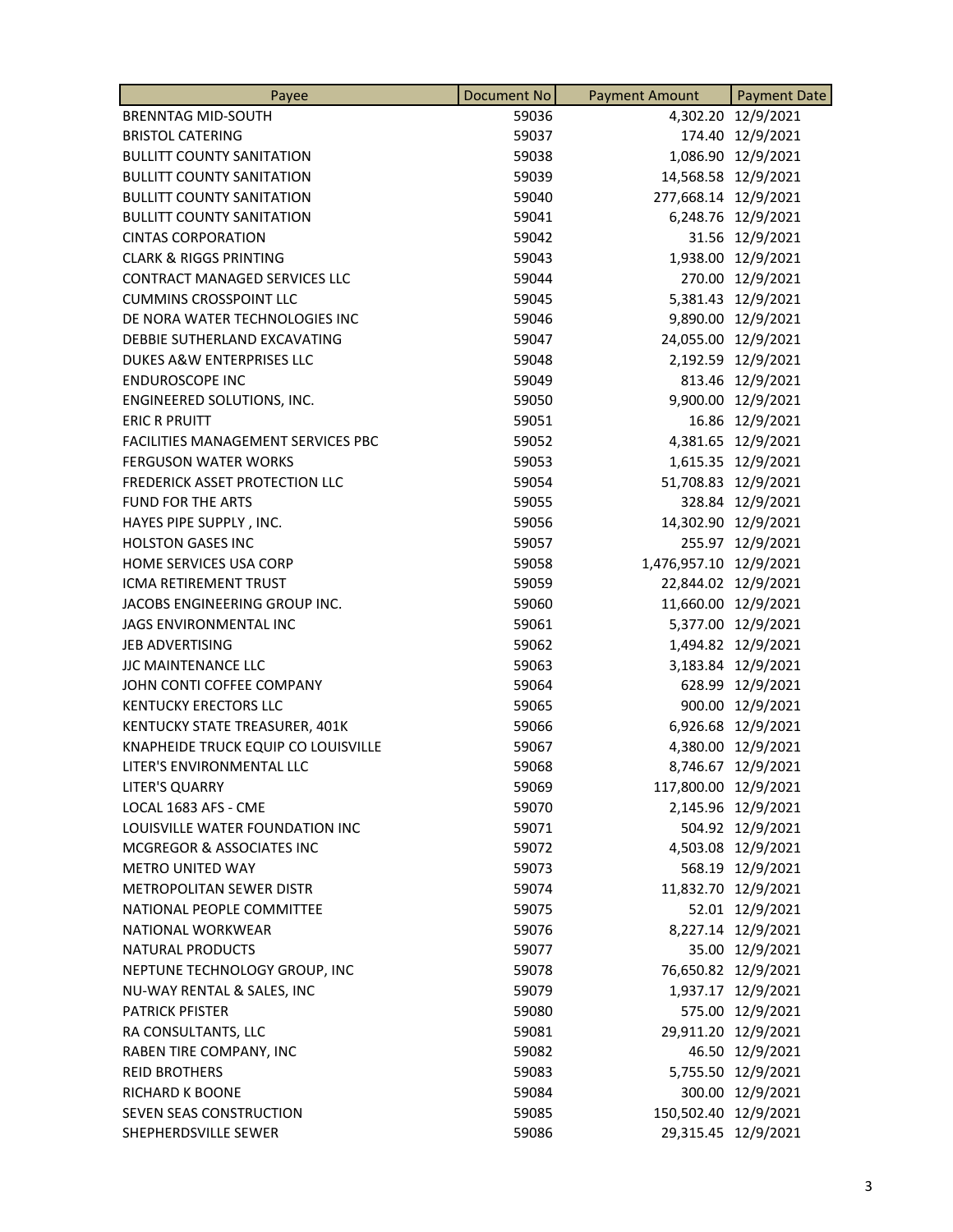| Payee | Document No | Payment Amount | Payment Date |
|---|---|---|---|
| BRENNTAG MID-SOUTH | 59036 | 4,302.20 | 12/9/2021 |
| BRISTOL CATERING | 59037 | 174.40 | 12/9/2021 |
| BULLITT COUNTY SANITATION | 59038 | 1,086.90 | 12/9/2021 |
| BULLITT COUNTY SANITATION | 59039 | 14,568.58 | 12/9/2021 |
| BULLITT COUNTY SANITATION | 59040 | 277,668.14 | 12/9/2021 |
| BULLITT COUNTY SANITATION | 59041 | 6,248.76 | 12/9/2021 |
| CINTAS CORPORATION | 59042 | 31.56 | 12/9/2021 |
| CLARK & RIGGS PRINTING | 59043 | 1,938.00 | 12/9/2021 |
| CONTRACT MANAGED SERVICES LLC | 59044 | 270.00 | 12/9/2021 |
| CUMMINS CROSSPOINT LLC | 59045 | 5,381.43 | 12/9/2021 |
| DE NORA WATER TECHNOLOGIES INC | 59046 | 9,890.00 | 12/9/2021 |
| DEBBIE SUTHERLAND EXCAVATING | 59047 | 24,055.00 | 12/9/2021 |
| DUKES A&W ENTERPRISES LLC | 59048 | 2,192.59 | 12/9/2021 |
| ENDUROSCOPE INC | 59049 | 813.46 | 12/9/2021 |
| ENGINEERED SOLUTIONS, INC. | 59050 | 9,900.00 | 12/9/2021 |
| ERIC R PRUITT | 59051 | 16.86 | 12/9/2021 |
| FACILITIES MANAGEMENT SERVICES PBC | 59052 | 4,381.65 | 12/9/2021 |
| FERGUSON WATER WORKS | 59053 | 1,615.35 | 12/9/2021 |
| FREDERICK ASSET PROTECTION LLC | 59054 | 51,708.83 | 12/9/2021 |
| FUND FOR THE ARTS | 59055 | 328.84 | 12/9/2021 |
| HAYES PIPE SUPPLY , INC. | 59056 | 14,302.90 | 12/9/2021 |
| HOLSTON GASES INC | 59057 | 255.97 | 12/9/2021 |
| HOME SERVICES USA CORP | 59058 | 1,476,957.10 | 12/9/2021 |
| ICMA RETIREMENT TRUST | 59059 | 22,844.02 | 12/9/2021 |
| JACOBS ENGINEERING GROUP INC. | 59060 | 11,660.00 | 12/9/2021 |
| JAGS ENVIRONMENTAL INC | 59061 | 5,377.00 | 12/9/2021 |
| JEB ADVERTISING | 59062 | 1,494.82 | 12/9/2021 |
| JJC MAINTENANCE LLC | 59063 | 3,183.84 | 12/9/2021 |
| JOHN CONTI COFFEE COMPANY | 59064 | 628.99 | 12/9/2021 |
| KENTUCKY ERECTORS LLC | 59065 | 900.00 | 12/9/2021 |
| KENTUCKY STATE TREASURER, 401K | 59066 | 6,926.68 | 12/9/2021 |
| KNAPHEIDE TRUCK EQUIP CO LOUISVILLE | 59067 | 4,380.00 | 12/9/2021 |
| LITER'S ENVIRONMENTAL LLC | 59068 | 8,746.67 | 12/9/2021 |
| LITER'S QUARRY | 59069 | 117,800.00 | 12/9/2021 |
| LOCAL 1683 AFS - CME | 59070 | 2,145.96 | 12/9/2021 |
| LOUISVILLE WATER FOUNDATION INC | 59071 | 504.92 | 12/9/2021 |
| MCGREGOR & ASSOCIATES INC | 59072 | 4,503.08 | 12/9/2021 |
| METRO UNITED WAY | 59073 | 568.19 | 12/9/2021 |
| METROPOLITAN SEWER DISTR | 59074 | 11,832.70 | 12/9/2021 |
| NATIONAL PEOPLE COMMITTEE | 59075 | 52.01 | 12/9/2021 |
| NATIONAL WORKWEAR | 59076 | 8,227.14 | 12/9/2021 |
| NATURAL PRODUCTS | 59077 | 35.00 | 12/9/2021 |
| NEPTUNE TECHNOLOGY GROUP, INC | 59078 | 76,650.82 | 12/9/2021 |
| NU-WAY RENTAL & SALES, INC | 59079 | 1,937.17 | 12/9/2021 |
| PATRICK PFISTER | 59080 | 575.00 | 12/9/2021 |
| RA CONSULTANTS, LLC | 59081 | 29,911.20 | 12/9/2021 |
| RABEN TIRE COMPANY, INC | 59082 | 46.50 | 12/9/2021 |
| REID BROTHERS | 59083 | 5,755.50 | 12/9/2021 |
| RICHARD K BOONE | 59084 | 300.00 | 12/9/2021 |
| SEVEN SEAS CONSTRUCTION | 59085 | 150,502.40 | 12/9/2021 |
| SHEPHERDSVILLE SEWER | 59086 | 29,315.45 | 12/9/2021 |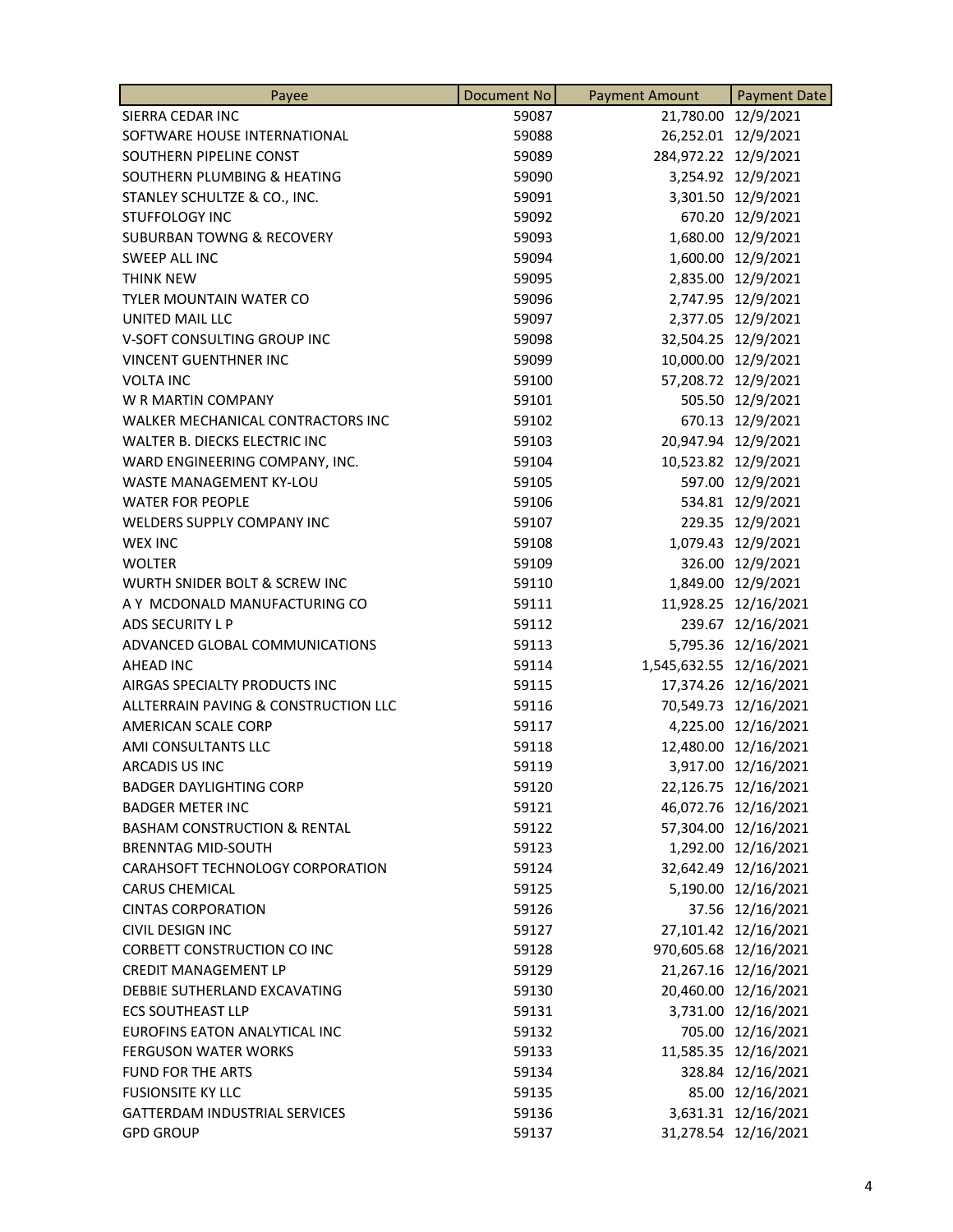| Payee | Document No | Payment Amount | Payment Date |
|---|---|---|---|
| SIERRA CEDAR INC | 59087 | 21,780.00 | 12/9/2021 |
| SOFTWARE HOUSE INTERNATIONAL | 59088 | 26,252.01 | 12/9/2021 |
| SOUTHERN PIPELINE CONST | 59089 | 284,972.22 | 12/9/2021 |
| SOUTHERN PLUMBING & HEATING | 59090 | 3,254.92 | 12/9/2021 |
| STANLEY SCHULTZE & CO., INC. | 59091 | 3,301.50 | 12/9/2021 |
| STUFFOLOGY INC | 59092 | 670.20 | 12/9/2021 |
| SUBURBAN TOWNG & RECOVERY | 59093 | 1,680.00 | 12/9/2021 |
| SWEEP ALL INC | 59094 | 1,600.00 | 12/9/2021 |
| THINK NEW | 59095 | 2,835.00 | 12/9/2021 |
| TYLER MOUNTAIN WATER CO | 59096 | 2,747.95 | 12/9/2021 |
| UNITED MAIL LLC | 59097 | 2,377.05 | 12/9/2021 |
| V-SOFT CONSULTING GROUP INC | 59098 | 32,504.25 | 12/9/2021 |
| VINCENT GUENTHNER INC | 59099 | 10,000.00 | 12/9/2021 |
| VOLTA INC | 59100 | 57,208.72 | 12/9/2021 |
| W R MARTIN COMPANY | 59101 | 505.50 | 12/9/2021 |
| WALKER MECHANICAL CONTRACTORS INC | 59102 | 670.13 | 12/9/2021 |
| WALTER B. DIECKS ELECTRIC INC | 59103 | 20,947.94 | 12/9/2021 |
| WARD ENGINEERING COMPANY, INC. | 59104 | 10,523.82 | 12/9/2021 |
| WASTE MANAGEMENT KY-LOU | 59105 | 597.00 | 12/9/2021 |
| WATER FOR PEOPLE | 59106 | 534.81 | 12/9/2021 |
| WELDERS SUPPLY COMPANY INC | 59107 | 229.35 | 12/9/2021 |
| WEX INC | 59108 | 1,079.43 | 12/9/2021 |
| WOLTER | 59109 | 326.00 | 12/9/2021 |
| WURTH SNIDER BOLT & SCREW INC | 59110 | 1,849.00 | 12/9/2021 |
| A Y MCDONALD MANUFACTURING CO | 59111 | 11,928.25 | 12/16/2021 |
| ADS SECURITY L P | 59112 | 239.67 | 12/16/2021 |
| ADVANCED GLOBAL COMMUNICATIONS | 59113 | 5,795.36 | 12/16/2021 |
| AHEAD INC | 59114 | 1,545,632.55 | 12/16/2021 |
| AIRGAS SPECIALTY PRODUCTS INC | 59115 | 17,374.26 | 12/16/2021 |
| ALLTERRAIN PAVING & CONSTRUCTION LLC | 59116 | 70,549.73 | 12/16/2021 |
| AMERICAN SCALE CORP | 59117 | 4,225.00 | 12/16/2021 |
| AMI CONSULTANTS LLC | 59118 | 12,480.00 | 12/16/2021 |
| ARCADIS US INC | 59119 | 3,917.00 | 12/16/2021 |
| BADGER DAYLIGHTING CORP | 59120 | 22,126.75 | 12/16/2021 |
| BADGER METER INC | 59121 | 46,072.76 | 12/16/2021 |
| BASHAM CONSTRUCTION & RENTAL | 59122 | 57,304.00 | 12/16/2021 |
| BRENNTAG MID-SOUTH | 59123 | 1,292.00 | 12/16/2021 |
| CARAHSOFT TECHNOLOGY CORPORATION | 59124 | 32,642.49 | 12/16/2021 |
| CARUS CHEMICAL | 59125 | 5,190.00 | 12/16/2021 |
| CINTAS CORPORATION | 59126 | 37.56 | 12/16/2021 |
| CIVIL DESIGN INC | 59127 | 27,101.42 | 12/16/2021 |
| CORBETT CONSTRUCTION CO INC | 59128 | 970,605.68 | 12/16/2021 |
| CREDIT MANAGEMENT LP | 59129 | 21,267.16 | 12/16/2021 |
| DEBBIE SUTHERLAND EXCAVATING | 59130 | 20,460.00 | 12/16/2021 |
| ECS SOUTHEAST LLP | 59131 | 3,731.00 | 12/16/2021 |
| EUROFINS EATON ANALYTICAL INC | 59132 | 705.00 | 12/16/2021 |
| FERGUSON WATER WORKS | 59133 | 11,585.35 | 12/16/2021 |
| FUND FOR THE ARTS | 59134 | 328.84 | 12/16/2021 |
| FUSIONSITE KY LLC | 59135 | 85.00 | 12/16/2021 |
| GATTERDAM INDUSTRIAL SERVICES | 59136 | 3,631.31 | 12/16/2021 |
| GPD GROUP | 59137 | 31,278.54 | 12/16/2021 |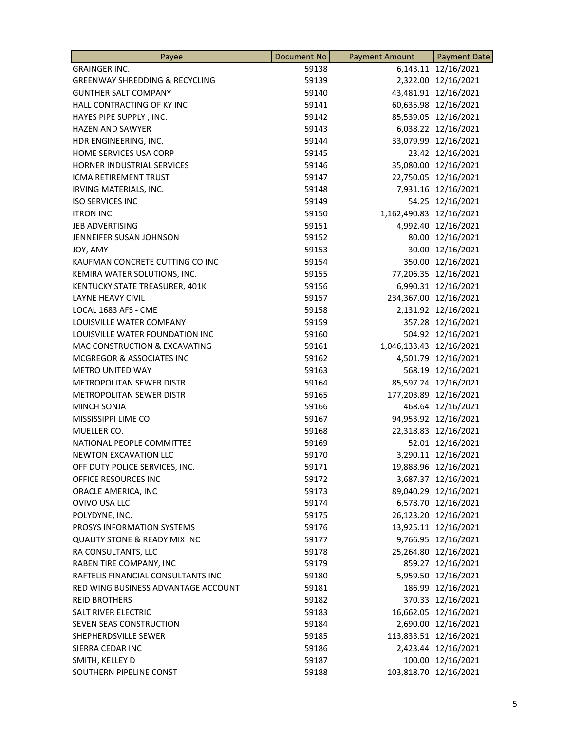| Payee | Document No | Payment Amount | Payment Date |
|---|---|---|---|
| GRAINGER INC. | 59138 | 6,143.11 | 12/16/2021 |
| GREENWAY SHREDDING & RECYCLING | 59139 | 2,322.00 | 12/16/2021 |
| GUNTHER SALT COMPANY | 59140 | 43,481.91 | 12/16/2021 |
| HALL CONTRACTING OF KY INC | 59141 | 60,635.98 | 12/16/2021 |
| HAYES PIPE SUPPLY , INC. | 59142 | 85,539.05 | 12/16/2021 |
| HAZEN AND SAWYER | 59143 | 6,038.22 | 12/16/2021 |
| HDR ENGINEERING, INC. | 59144 | 33,079.99 | 12/16/2021 |
| HOME SERVICES USA CORP | 59145 | 23.42 | 12/16/2021 |
| HORNER INDUSTRIAL SERVICES | 59146 | 35,080.00 | 12/16/2021 |
| ICMA RETIREMENT TRUST | 59147 | 22,750.05 | 12/16/2021 |
| IRVING MATERIALS, INC. | 59148 | 7,931.16 | 12/16/2021 |
| ISO SERVICES INC | 59149 | 54.25 | 12/16/2021 |
| ITRON INC | 59150 | 1,162,490.83 | 12/16/2021 |
| JEB ADVERTISING | 59151 | 4,992.40 | 12/16/2021 |
| JENNEIFER SUSAN JOHNSON | 59152 | 80.00 | 12/16/2021 |
| JOY, AMY | 59153 | 30.00 | 12/16/2021 |
| KAUFMAN CONCRETE CUTTING CO INC | 59154 | 350.00 | 12/16/2021 |
| KEMIRA WATER SOLUTIONS, INC. | 59155 | 77,206.35 | 12/16/2021 |
| KENTUCKY STATE TREASURER, 401K | 59156 | 6,990.31 | 12/16/2021 |
| LAYNE HEAVY CIVIL | 59157 | 234,367.00 | 12/16/2021 |
| LOCAL 1683 AFS - CME | 59158 | 2,131.92 | 12/16/2021 |
| LOUISVILLE WATER COMPANY | 59159 | 357.28 | 12/16/2021 |
| LOUISVILLE WATER FOUNDATION INC | 59160 | 504.92 | 12/16/2021 |
| MAC CONSTRUCTION & EXCAVATING | 59161 | 1,046,133.43 | 12/16/2021 |
| MCGREGOR & ASSOCIATES INC | 59162 | 4,501.79 | 12/16/2021 |
| METRO UNITED WAY | 59163 | 568.19 | 12/16/2021 |
| METROPOLITAN SEWER DISTR | 59164 | 85,597.24 | 12/16/2021 |
| METROPOLITAN SEWER DISTR | 59165 | 177,203.89 | 12/16/2021 |
| MINCH SONJA | 59166 | 468.64 | 12/16/2021 |
| MISSISSIPPI LIME CO | 59167 | 94,953.92 | 12/16/2021 |
| MUELLER CO. | 59168 | 22,318.83 | 12/16/2021 |
| NATIONAL PEOPLE COMMITTEE | 59169 | 52.01 | 12/16/2021 |
| NEWTON EXCAVATION LLC | 59170 | 3,290.11 | 12/16/2021 |
| OFF DUTY POLICE SERVICES, INC. | 59171 | 19,888.96 | 12/16/2021 |
| OFFICE RESOURCES INC | 59172 | 3,687.37 | 12/16/2021 |
| ORACLE AMERICA, INC | 59173 | 89,040.29 | 12/16/2021 |
| OVIVO USA LLC | 59174 | 6,578.70 | 12/16/2021 |
| POLYDYNE, INC. | 59175 | 26,123.20 | 12/16/2021 |
| PROSYS INFORMATION SYSTEMS | 59176 | 13,925.11 | 12/16/2021 |
| QUALITY STONE & READY MIX INC | 59177 | 9,766.95 | 12/16/2021 |
| RA CONSULTANTS, LLC | 59178 | 25,264.80 | 12/16/2021 |
| RABEN TIRE COMPANY, INC | 59179 | 859.27 | 12/16/2021 |
| RAFTELIS FINANCIAL CONSULTANTS INC | 59180 | 5,959.50 | 12/16/2021 |
| RED WING BUSINESS ADVANTAGE ACCOUNT | 59181 | 186.99 | 12/16/2021 |
| REID BROTHERS | 59182 | 370.33 | 12/16/2021 |
| SALT RIVER ELECTRIC | 59183 | 16,662.05 | 12/16/2021 |
| SEVEN SEAS CONSTRUCTION | 59184 | 2,690.00 | 12/16/2021 |
| SHEPHERDSVILLE SEWER | 59185 | 113,833.51 | 12/16/2021 |
| SIERRA CEDAR INC | 59186 | 2,423.44 | 12/16/2021 |
| SMITH, KELLEY D | 59187 | 100.00 | 12/16/2021 |
| SOUTHERN PIPELINE CONST | 59188 | 103,818.70 | 12/16/2021 |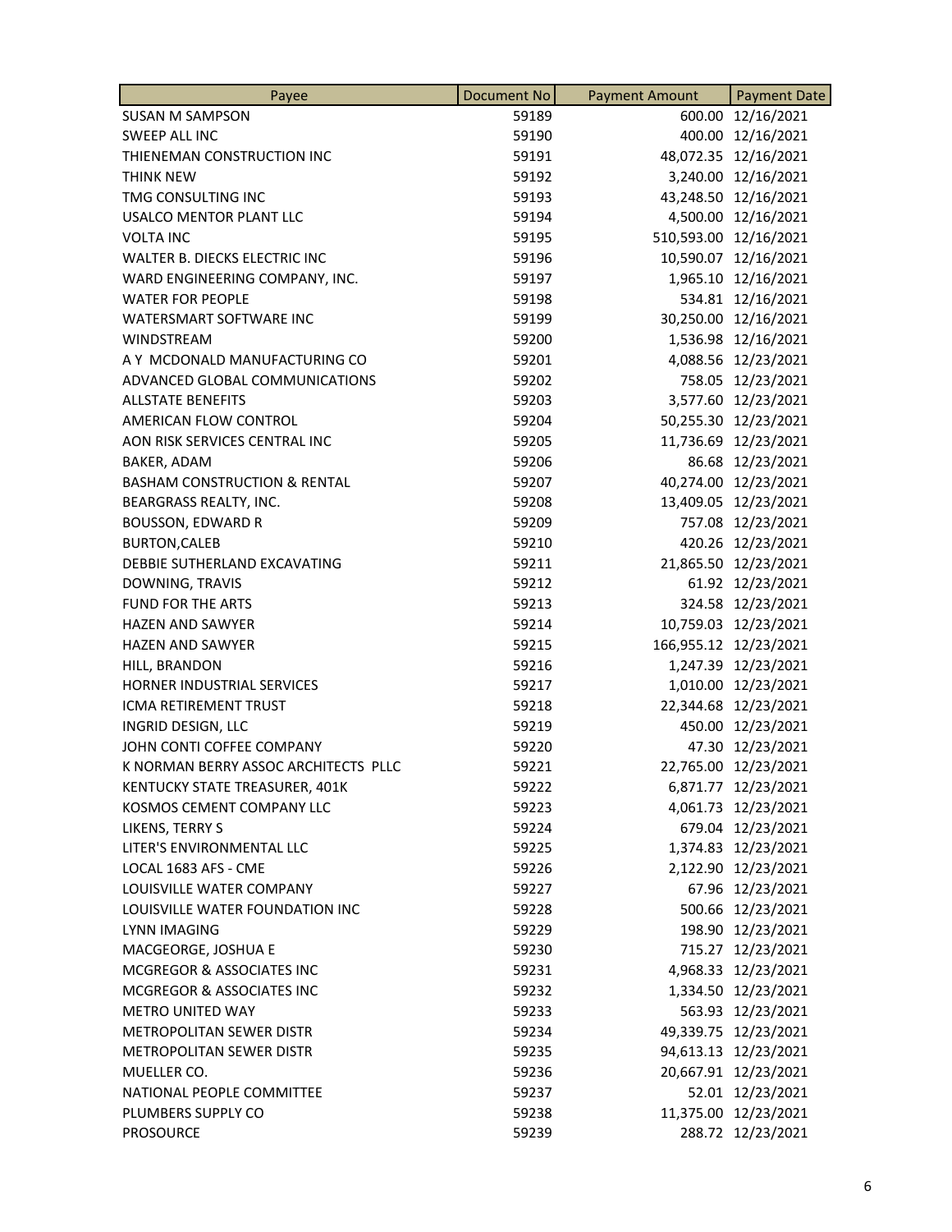| Payee | Document No | Payment Amount | Payment Date |
|---|---|---|---|
| SUSAN M SAMPSON | 59189 | 600.00 | 12/16/2021 |
| SWEEP ALL INC | 59190 | 400.00 | 12/16/2021 |
| THIENEMAN CONSTRUCTION INC | 59191 | 48,072.35 | 12/16/2021 |
| THINK NEW | 59192 | 3,240.00 | 12/16/2021 |
| TMG CONSULTING INC | 59193 | 43,248.50 | 12/16/2021 |
| USALCO MENTOR PLANT LLC | 59194 | 4,500.00 | 12/16/2021 |
| VOLTA INC | 59195 | 510,593.00 | 12/16/2021 |
| WALTER B. DIECKS ELECTRIC INC | 59196 | 10,590.07 | 12/16/2021 |
| WARD ENGINEERING COMPANY, INC. | 59197 | 1,965.10 | 12/16/2021 |
| WATER FOR PEOPLE | 59198 | 534.81 | 12/16/2021 |
| WATERSMART SOFTWARE INC | 59199 | 30,250.00 | 12/16/2021 |
| WINDSTREAM | 59200 | 1,536.98 | 12/16/2021 |
| A Y MCDONALD MANUFACTURING CO | 59201 | 4,088.56 | 12/23/2021 |
| ADVANCED GLOBAL COMMUNICATIONS | 59202 | 758.05 | 12/23/2021 |
| ALLSTATE BENEFITS | 59203 | 3,577.60 | 12/23/2021 |
| AMERICAN FLOW CONTROL | 59204 | 50,255.30 | 12/23/2021 |
| AON RISK SERVICES CENTRAL INC | 59205 | 11,736.69 | 12/23/2021 |
| BAKER, ADAM | 59206 | 86.68 | 12/23/2021 |
| BASHAM CONSTRUCTION & RENTAL | 59207 | 40,274.00 | 12/23/2021 |
| BEARGRASS REALTY, INC. | 59208 | 13,409.05 | 12/23/2021 |
| BOUSSON, EDWARD R | 59209 | 757.08 | 12/23/2021 |
| BURTON,CALEB | 59210 | 420.26 | 12/23/2021 |
| DEBBIE SUTHERLAND EXCAVATING | 59211 | 21,865.50 | 12/23/2021 |
| DOWNING, TRAVIS | 59212 | 61.92 | 12/23/2021 |
| FUND FOR THE ARTS | 59213 | 324.58 | 12/23/2021 |
| HAZEN AND SAWYER | 59214 | 10,759.03 | 12/23/2021 |
| HAZEN AND SAWYER | 59215 | 166,955.12 | 12/23/2021 |
| HILL, BRANDON | 59216 | 1,247.39 | 12/23/2021 |
| HORNER INDUSTRIAL SERVICES | 59217 | 1,010.00 | 12/23/2021 |
| ICMA RETIREMENT TRUST | 59218 | 22,344.68 | 12/23/2021 |
| INGRID DESIGN, LLC | 59219 | 450.00 | 12/23/2021 |
| JOHN CONTI COFFEE COMPANY | 59220 | 47.30 | 12/23/2021 |
| K NORMAN BERRY ASSOC ARCHITECTS PLLC | 59221 | 22,765.00 | 12/23/2021 |
| KENTUCKY STATE TREASURER, 401K | 59222 | 6,871.77 | 12/23/2021 |
| KOSMOS CEMENT COMPANY LLC | 59223 | 4,061.73 | 12/23/2021 |
| LIKENS, TERRY S | 59224 | 679.04 | 12/23/2021 |
| LITER'S ENVIRONMENTAL LLC | 59225 | 1,374.83 | 12/23/2021 |
| LOCAL 1683 AFS - CME | 59226 | 2,122.90 | 12/23/2021 |
| LOUISVILLE WATER COMPANY | 59227 | 67.96 | 12/23/2021 |
| LOUISVILLE WATER FOUNDATION INC | 59228 | 500.66 | 12/23/2021 |
| LYNN IMAGING | 59229 | 198.90 | 12/23/2021 |
| MACGEORGE, JOSHUA E | 59230 | 715.27 | 12/23/2021 |
| MCGREGOR & ASSOCIATES INC | 59231 | 4,968.33 | 12/23/2021 |
| MCGREGOR & ASSOCIATES INC | 59232 | 1,334.50 | 12/23/2021 |
| METRO UNITED WAY | 59233 | 563.93 | 12/23/2021 |
| METROPOLITAN SEWER DISTR | 59234 | 49,339.75 | 12/23/2021 |
| METROPOLITAN SEWER DISTR | 59235 | 94,613.13 | 12/23/2021 |
| MUELLER CO. | 59236 | 20,667.91 | 12/23/2021 |
| NATIONAL PEOPLE COMMITTEE | 59237 | 52.01 | 12/23/2021 |
| PLUMBERS SUPPLY CO | 59238 | 11,375.00 | 12/23/2021 |
| PROSOURCE | 59239 | 288.72 | 12/23/2021 |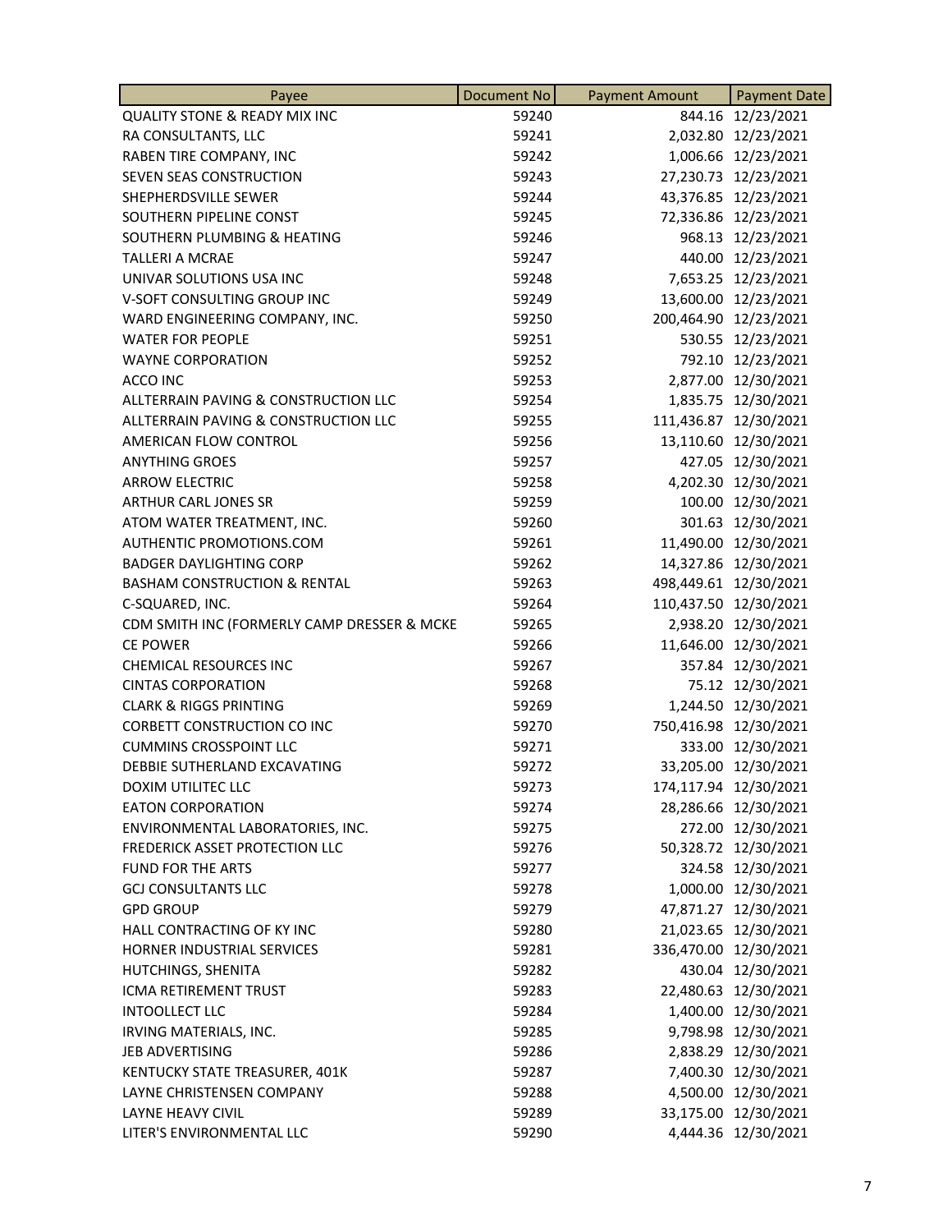| Payee | Document No | Payment Amount | Payment Date |
|---|---|---|---|
| QUALITY STONE & READY MIX INC | 59240 | 844.16 | 12/23/2021 |
| RA CONSULTANTS, LLC | 59241 | 2,032.80 | 12/23/2021 |
| RABEN TIRE COMPANY, INC | 59242 | 1,006.66 | 12/23/2021 |
| SEVEN SEAS CONSTRUCTION | 59243 | 27,230.73 | 12/23/2021 |
| SHEPHERDSVILLE SEWER | 59244 | 43,376.85 | 12/23/2021 |
| SOUTHERN PIPELINE CONST | 59245 | 72,336.86 | 12/23/2021 |
| SOUTHERN PLUMBING & HEATING | 59246 | 968.13 | 12/23/2021 |
| TALLERI A MCRAE | 59247 | 440.00 | 12/23/2021 |
| UNIVAR SOLUTIONS USA INC | 59248 | 7,653.25 | 12/23/2021 |
| V-SOFT CONSULTING GROUP INC | 59249 | 13,600.00 | 12/23/2021 |
| WARD ENGINEERING COMPANY, INC. | 59250 | 200,464.90 | 12/23/2021 |
| WATER FOR PEOPLE | 59251 | 530.55 | 12/23/2021 |
| WAYNE CORPORATION | 59252 | 792.10 | 12/23/2021 |
| ACCO INC | 59253 | 2,877.00 | 12/30/2021 |
| ALLTERRAIN PAVING & CONSTRUCTION LLC | 59254 | 1,835.75 | 12/30/2021 |
| ALLTERRAIN PAVING & CONSTRUCTION LLC | 59255 | 111,436.87 | 12/30/2021 |
| AMERICAN FLOW CONTROL | 59256 | 13,110.60 | 12/30/2021 |
| ANYTHING GROES | 59257 | 427.05 | 12/30/2021 |
| ARROW ELECTRIC | 59258 | 4,202.30 | 12/30/2021 |
| ARTHUR CARL JONES SR | 59259 | 100.00 | 12/30/2021 |
| ATOM WATER TREATMENT, INC. | 59260 | 301.63 | 12/30/2021 |
| AUTHENTIC PROMOTIONS.COM | 59261 | 11,490.00 | 12/30/2021 |
| BADGER DAYLIGHTING CORP | 59262 | 14,327.86 | 12/30/2021 |
| BASHAM CONSTRUCTION & RENTAL | 59263 | 498,449.61 | 12/30/2021 |
| C-SQUARED, INC. | 59264 | 110,437.50 | 12/30/2021 |
| CDM SMITH INC (FORMERLY CAMP DRESSER & MCKE | 59265 | 2,938.20 | 12/30/2021 |
| CE POWER | 59266 | 11,646.00 | 12/30/2021 |
| CHEMICAL RESOURCES INC | 59267 | 357.84 | 12/30/2021 |
| CINTAS CORPORATION | 59268 | 75.12 | 12/30/2021 |
| CLARK & RIGGS PRINTING | 59269 | 1,244.50 | 12/30/2021 |
| CORBETT CONSTRUCTION CO INC | 59270 | 750,416.98 | 12/30/2021 |
| CUMMINS CROSSPOINT LLC | 59271 | 333.00 | 12/30/2021 |
| DEBBIE SUTHERLAND EXCAVATING | 59272 | 33,205.00 | 12/30/2021 |
| DOXIM UTILITEC LLC | 59273 | 174,117.94 | 12/30/2021 |
| EATON CORPORATION | 59274 | 28,286.66 | 12/30/2021 |
| ENVIRONMENTAL LABORATORIES, INC. | 59275 | 272.00 | 12/30/2021 |
| FREDERICK ASSET PROTECTION LLC | 59276 | 50,328.72 | 12/30/2021 |
| FUND FOR THE ARTS | 59277 | 324.58 | 12/30/2021 |
| GCJ CONSULTANTS LLC | 59278 | 1,000.00 | 12/30/2021 |
| GPD GROUP | 59279 | 47,871.27 | 12/30/2021 |
| HALL CONTRACTING OF KY INC | 59280 | 21,023.65 | 12/30/2021 |
| HORNER INDUSTRIAL SERVICES | 59281 | 336,470.00 | 12/30/2021 |
| HUTCHINGS, SHENITA | 59282 | 430.04 | 12/30/2021 |
| ICMA RETIREMENT TRUST | 59283 | 22,480.63 | 12/30/2021 |
| INTOOLLECT LLC | 59284 | 1,400.00 | 12/30/2021 |
| IRVING MATERIALS, INC. | 59285 | 9,798.98 | 12/30/2021 |
| JEB ADVERTISING | 59286 | 2,838.29 | 12/30/2021 |
| KENTUCKY STATE TREASURER, 401K | 59287 | 7,400.30 | 12/30/2021 |
| LAYNE CHRISTENSEN COMPANY | 59288 | 4,500.00 | 12/30/2021 |
| LAYNE HEAVY CIVIL | 59289 | 33,175.00 | 12/30/2021 |
| LITER'S ENVIRONMENTAL LLC | 59290 | 4,444.36 | 12/30/2021 |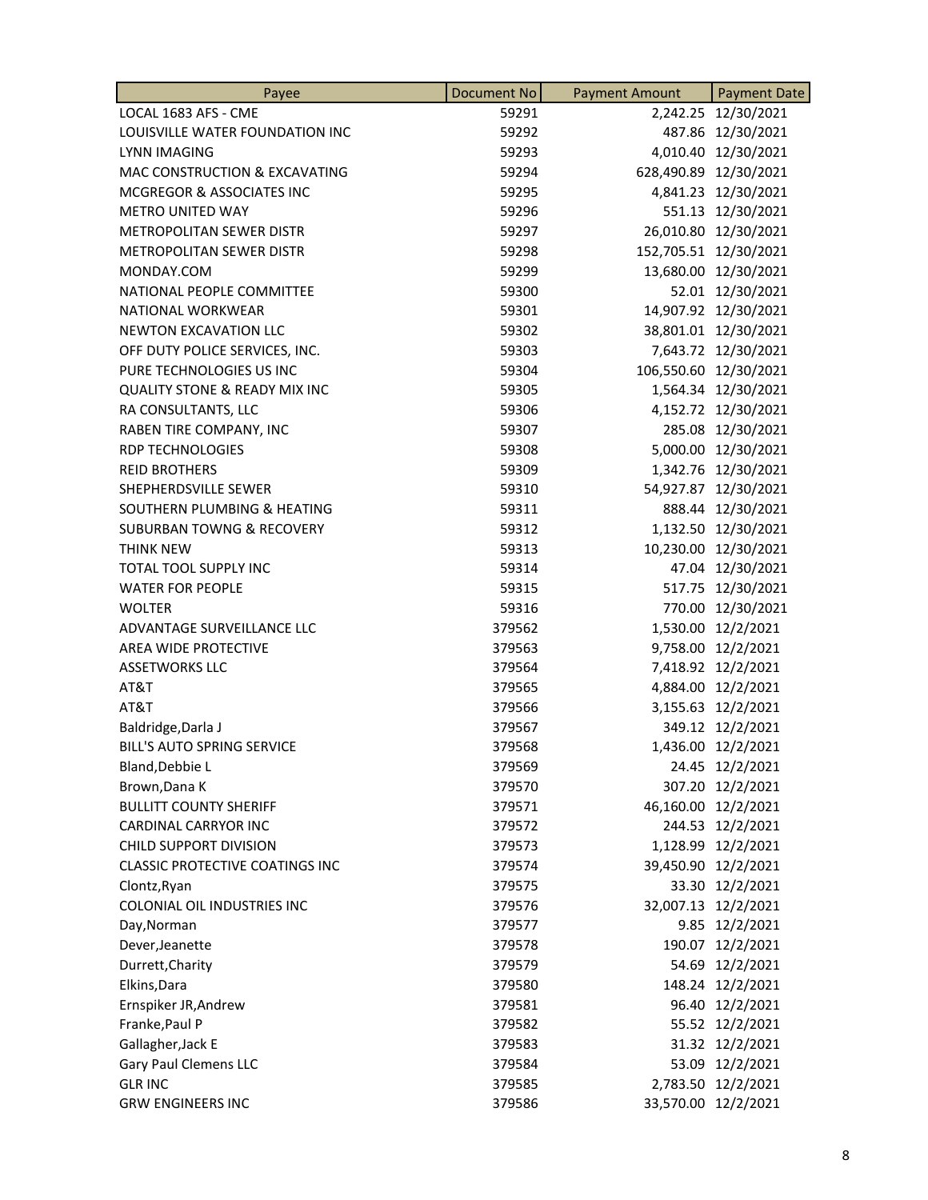| Payee | Document No | Payment Amount | Payment Date |
|---|---|---|---|
| LOCAL 1683 AFS - CME | 59291 | 2,242.25 | 12/30/2021 |
| LOUISVILLE WATER FOUNDATION INC | 59292 | 487.86 | 12/30/2021 |
| LYNN IMAGING | 59293 | 4,010.40 | 12/30/2021 |
| MAC CONSTRUCTION & EXCAVATING | 59294 | 628,490.89 | 12/30/2021 |
| MCGREGOR & ASSOCIATES INC | 59295 | 4,841.23 | 12/30/2021 |
| METRO UNITED WAY | 59296 | 551.13 | 12/30/2021 |
| METROPOLITAN SEWER DISTR | 59297 | 26,010.80 | 12/30/2021 |
| METROPOLITAN SEWER DISTR | 59298 | 152,705.51 | 12/30/2021 |
| MONDAY.COM | 59299 | 13,680.00 | 12/30/2021 |
| NATIONAL PEOPLE COMMITTEE | 59300 | 52.01 | 12/30/2021 |
| NATIONAL WORKWEAR | 59301 | 14,907.92 | 12/30/2021 |
| NEWTON EXCAVATION LLC | 59302 | 38,801.01 | 12/30/2021 |
| OFF DUTY POLICE SERVICES, INC. | 59303 | 7,643.72 | 12/30/2021 |
| PURE TECHNOLOGIES US INC | 59304 | 106,550.60 | 12/30/2021 |
| QUALITY STONE & READY MIX INC | 59305 | 1,564.34 | 12/30/2021 |
| RA CONSULTANTS, LLC | 59306 | 4,152.72 | 12/30/2021 |
| RABEN TIRE COMPANY, INC | 59307 | 285.08 | 12/30/2021 |
| RDP TECHNOLOGIES | 59308 | 5,000.00 | 12/30/2021 |
| REID BROTHERS | 59309 | 1,342.76 | 12/30/2021 |
| SHEPHERDSVILLE SEWER | 59310 | 54,927.87 | 12/30/2021 |
| SOUTHERN PLUMBING & HEATING | 59311 | 888.44 | 12/30/2021 |
| SUBURBAN TOWNG & RECOVERY | 59312 | 1,132.50 | 12/30/2021 |
| THINK NEW | 59313 | 10,230.00 | 12/30/2021 |
| TOTAL TOOL SUPPLY INC | 59314 | 47.04 | 12/30/2021 |
| WATER FOR PEOPLE | 59315 | 517.75 | 12/30/2021 |
| WOLTER | 59316 | 770.00 | 12/30/2021 |
| ADVANTAGE SURVEILLANCE LLC | 379562 | 1,530.00 | 12/2/2021 |
| AREA WIDE PROTECTIVE | 379563 | 9,758.00 | 12/2/2021 |
| ASSETWORKS LLC | 379564 | 7,418.92 | 12/2/2021 |
| AT&T | 379565 | 4,884.00 | 12/2/2021 |
| AT&T | 379566 | 3,155.63 | 12/2/2021 |
| Baldridge,Darla J | 379567 | 349.12 | 12/2/2021 |
| BILL'S AUTO SPRING SERVICE | 379568 | 1,436.00 | 12/2/2021 |
| Bland,Debbie L | 379569 | 24.45 | 12/2/2021 |
| Brown,Dana K | 379570 | 307.20 | 12/2/2021 |
| BULLITT COUNTY SHERIFF | 379571 | 46,160.00 | 12/2/2021 |
| CARDINAL CARRYOR INC | 379572 | 244.53 | 12/2/2021 |
| CHILD SUPPORT DIVISION | 379573 | 1,128.99 | 12/2/2021 |
| CLASSIC PROTECTIVE COATINGS INC | 379574 | 39,450.90 | 12/2/2021 |
| Clontz,Ryan | 379575 | 33.30 | 12/2/2021 |
| COLONIAL OIL INDUSTRIES INC | 379576 | 32,007.13 | 12/2/2021 |
| Day,Norman | 379577 | 9.85 | 12/2/2021 |
| Dever,Jeanette | 379578 | 190.07 | 12/2/2021 |
| Durrett,Charity | 379579 | 54.69 | 12/2/2021 |
| Elkins,Dara | 379580 | 148.24 | 12/2/2021 |
| Ernspiker JR,Andrew | 379581 | 96.40 | 12/2/2021 |
| Franke,Paul P | 379582 | 55.52 | 12/2/2021 |
| Gallagher,Jack E | 379583 | 31.32 | 12/2/2021 |
| Gary Paul Clemens LLC | 379584 | 53.09 | 12/2/2021 |
| GLR INC | 379585 | 2,783.50 | 12/2/2021 |
| GRW ENGINEERS INC | 379586 | 33,570.00 | 12/2/2021 |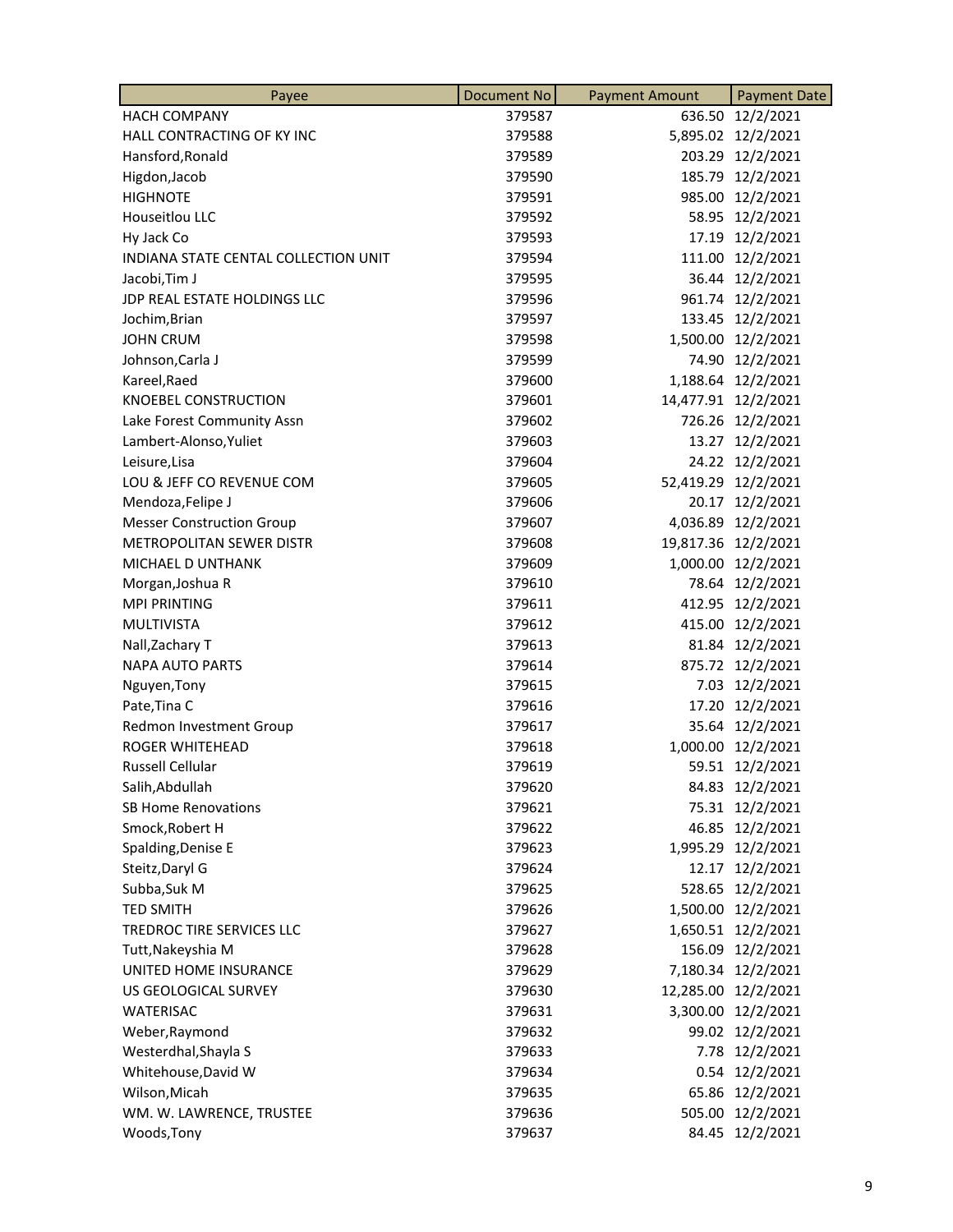| Payee | Document No | Payment Amount | Payment Date |
| --- | --- | --- | --- |
| HACH COMPANY | 379587 | 636.50 | 12/2/2021 |
| HALL CONTRACTING OF KY INC | 379588 | 5,895.02 | 12/2/2021 |
| Hansford,Ronald | 379589 | 203.29 | 12/2/2021 |
| Higdon,Jacob | 379590 | 185.79 | 12/2/2021 |
| HIGHNOTE | 379591 | 985.00 | 12/2/2021 |
| Houseitlou LLC | 379592 | 58.95 | 12/2/2021 |
| Hy Jack Co | 379593 | 17.19 | 12/2/2021 |
| INDIANA STATE CENTAL COLLECTION UNIT | 379594 | 111.00 | 12/2/2021 |
| Jacobi,Tim J | 379595 | 36.44 | 12/2/2021 |
| JDP REAL ESTATE HOLDINGS LLC | 379596 | 961.74 | 12/2/2021 |
| Jochim,Brian | 379597 | 133.45 | 12/2/2021 |
| JOHN CRUM | 379598 | 1,500.00 | 12/2/2021 |
| Johnson,Carla J | 379599 | 74.90 | 12/2/2021 |
| Kareel,Raed | 379600 | 1,188.64 | 12/2/2021 |
| KNOEBEL CONSTRUCTION | 379601 | 14,477.91 | 12/2/2021 |
| Lake Forest Community Assn | 379602 | 726.26 | 12/2/2021 |
| Lambert-Alonso,Yuliet | 379603 | 13.27 | 12/2/2021 |
| Leisure,Lisa | 379604 | 24.22 | 12/2/2021 |
| LOU & JEFF CO REVENUE COM | 379605 | 52,419.29 | 12/2/2021 |
| Mendoza,Felipe J | 379606 | 20.17 | 12/2/2021 |
| Messer Construction Group | 379607 | 4,036.89 | 12/2/2021 |
| METROPOLITAN SEWER DISTR | 379608 | 19,817.36 | 12/2/2021 |
| MICHAEL D UNTHANK | 379609 | 1,000.00 | 12/2/2021 |
| Morgan,Joshua R | 379610 | 78.64 | 12/2/2021 |
| MPI PRINTING | 379611 | 412.95 | 12/2/2021 |
| MULTIVISTA | 379612 | 415.00 | 12/2/2021 |
| Nall,Zachary T | 379613 | 81.84 | 12/2/2021 |
| NAPA AUTO PARTS | 379614 | 875.72 | 12/2/2021 |
| Nguyen,Tony | 379615 | 7.03 | 12/2/2021 |
| Pate,Tina C | 379616 | 17.20 | 12/2/2021 |
| Redmon Investment Group | 379617 | 35.64 | 12/2/2021 |
| ROGER WHITEHEAD | 379618 | 1,000.00 | 12/2/2021 |
| Russell Cellular | 379619 | 59.51 | 12/2/2021 |
| Salih,Abdullah | 379620 | 84.83 | 12/2/2021 |
| SB Home Renovations | 379621 | 75.31 | 12/2/2021 |
| Smock,Robert H | 379622 | 46.85 | 12/2/2021 |
| Spalding,Denise E | 379623 | 1,995.29 | 12/2/2021 |
| Steitz,Daryl G | 379624 | 12.17 | 12/2/2021 |
| Subba,Suk M | 379625 | 528.65 | 12/2/2021 |
| TED SMITH | 379626 | 1,500.00 | 12/2/2021 |
| TREDROC TIRE SERVICES LLC | 379627 | 1,650.51 | 12/2/2021 |
| Tutt,Nakeyshia M | 379628 | 156.09 | 12/2/2021 |
| UNITED HOME INSURANCE | 379629 | 7,180.34 | 12/2/2021 |
| US GEOLOGICAL SURVEY | 379630 | 12,285.00 | 12/2/2021 |
| WATERISAC | 379631 | 3,300.00 | 12/2/2021 |
| Weber,Raymond | 379632 | 99.02 | 12/2/2021 |
| Westerdhal,Shayla S | 379633 | 7.78 | 12/2/2021 |
| Whitehouse,David W | 379634 | 0.54 | 12/2/2021 |
| Wilson,Micah | 379635 | 65.86 | 12/2/2021 |
| WM. W. LAWRENCE, TRUSTEE | 379636 | 505.00 | 12/2/2021 |
| Woods,Tony | 379637 | 84.45 | 12/2/2021 |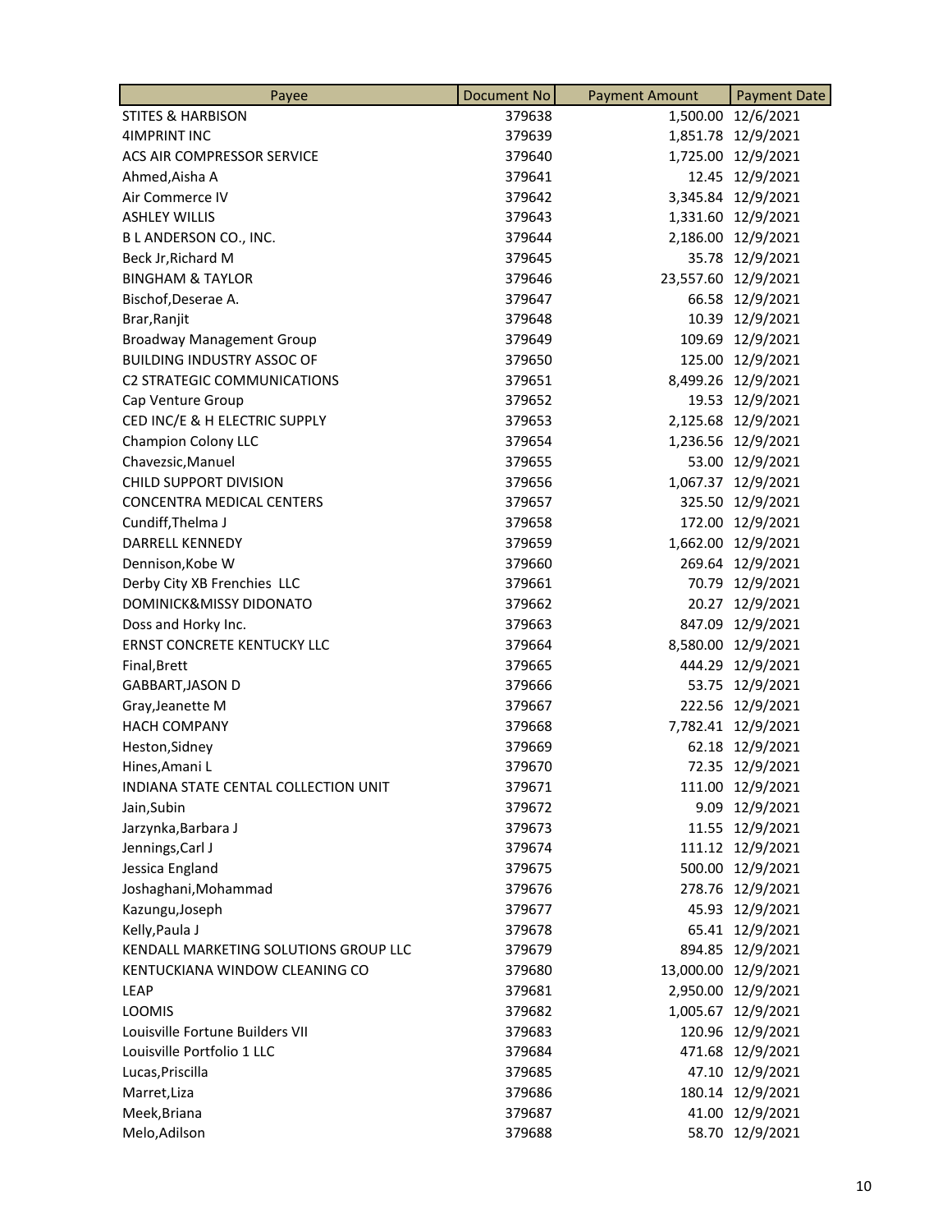| Payee | Document No | Payment Amount | Payment Date |
|---|---|---|---|
| STITES & HARBISON | 379638 | 1,500.00 | 12/6/2021 |
| 4IMPRINT INC | 379639 | 1,851.78 | 12/9/2021 |
| ACS AIR COMPRESSOR SERVICE | 379640 | 1,725.00 | 12/9/2021 |
| Ahmed,Aisha A | 379641 | 12.45 | 12/9/2021 |
| Air Commerce IV | 379642 | 3,345.84 | 12/9/2021 |
| ASHLEY WILLIS | 379643 | 1,331.60 | 12/9/2021 |
| B L ANDERSON CO., INC. | 379644 | 2,186.00 | 12/9/2021 |
| Beck Jr,Richard M | 379645 | 35.78 | 12/9/2021 |
| BINGHAM & TAYLOR | 379646 | 23,557.60 | 12/9/2021 |
| Bischof,Deserae A. | 379647 | 66.58 | 12/9/2021 |
| Brar,Ranjit | 379648 | 10.39 | 12/9/2021 |
| Broadway Management Group | 379649 | 109.69 | 12/9/2021 |
| BUILDING INDUSTRY ASSOC OF | 379650 | 125.00 | 12/9/2021 |
| C2 STRATEGIC COMMUNICATIONS | 379651 | 8,499.26 | 12/9/2021 |
| Cap Venture Group | 379652 | 19.53 | 12/9/2021 |
| CED INC/E & H ELECTRIC SUPPLY | 379653 | 2,125.68 | 12/9/2021 |
| Champion Colony LLC | 379654 | 1,236.56 | 12/9/2021 |
| Chavezsic,Manuel | 379655 | 53.00 | 12/9/2021 |
| CHILD SUPPORT DIVISION | 379656 | 1,067.37 | 12/9/2021 |
| CONCENTRA MEDICAL CENTERS | 379657 | 325.50 | 12/9/2021 |
| Cundiff,Thelma J | 379658 | 172.00 | 12/9/2021 |
| DARRELL KENNEDY | 379659 | 1,662.00 | 12/9/2021 |
| Dennison,Kobe W | 379660 | 269.64 | 12/9/2021 |
| Derby City XB Frenchies LLC | 379661 | 70.79 | 12/9/2021 |
| DOMINICK&MISSY DIDONATO | 379662 | 20.27 | 12/9/2021 |
| Doss and Horky Inc. | 379663 | 847.09 | 12/9/2021 |
| ERNST CONCRETE KENTUCKY LLC | 379664 | 8,580.00 | 12/9/2021 |
| Final,Brett | 379665 | 444.29 | 12/9/2021 |
| GABBART,JASON D | 379666 | 53.75 | 12/9/2021 |
| Gray,Jeanette M | 379667 | 222.56 | 12/9/2021 |
| HACH COMPANY | 379668 | 7,782.41 | 12/9/2021 |
| Heston,Sidney | 379669 | 62.18 | 12/9/2021 |
| Hines,Amani L | 379670 | 72.35 | 12/9/2021 |
| INDIANA STATE CENTAL COLLECTION UNIT | 379671 | 111.00 | 12/9/2021 |
| Jain,Subin | 379672 | 9.09 | 12/9/2021 |
| Jarzynka,Barbara J | 379673 | 11.55 | 12/9/2021 |
| Jennings,Carl J | 379674 | 111.12 | 12/9/2021 |
| Jessica England | 379675 | 500.00 | 12/9/2021 |
| Joshaghani,Mohammad | 379676 | 278.76 | 12/9/2021 |
| Kazungu,Joseph | 379677 | 45.93 | 12/9/2021 |
| Kelly,Paula J | 379678 | 65.41 | 12/9/2021 |
| KENDALL MARKETING SOLUTIONS GROUP LLC | 379679 | 894.85 | 12/9/2021 |
| KENTUCKIANA WINDOW CLEANING CO | 379680 | 13,000.00 | 12/9/2021 |
| LEAP | 379681 | 2,950.00 | 12/9/2021 |
| LOOMIS | 379682 | 1,005.67 | 12/9/2021 |
| Louisville Fortune Builders VII | 379683 | 120.96 | 12/9/2021 |
| Louisville Portfolio 1 LLC | 379684 | 471.68 | 12/9/2021 |
| Lucas,Priscilla | 379685 | 47.10 | 12/9/2021 |
| Marret,Liza | 379686 | 180.14 | 12/9/2021 |
| Meek,Briana | 379687 | 41.00 | 12/9/2021 |
| Melo,Adilson | 379688 | 58.70 | 12/9/2021 |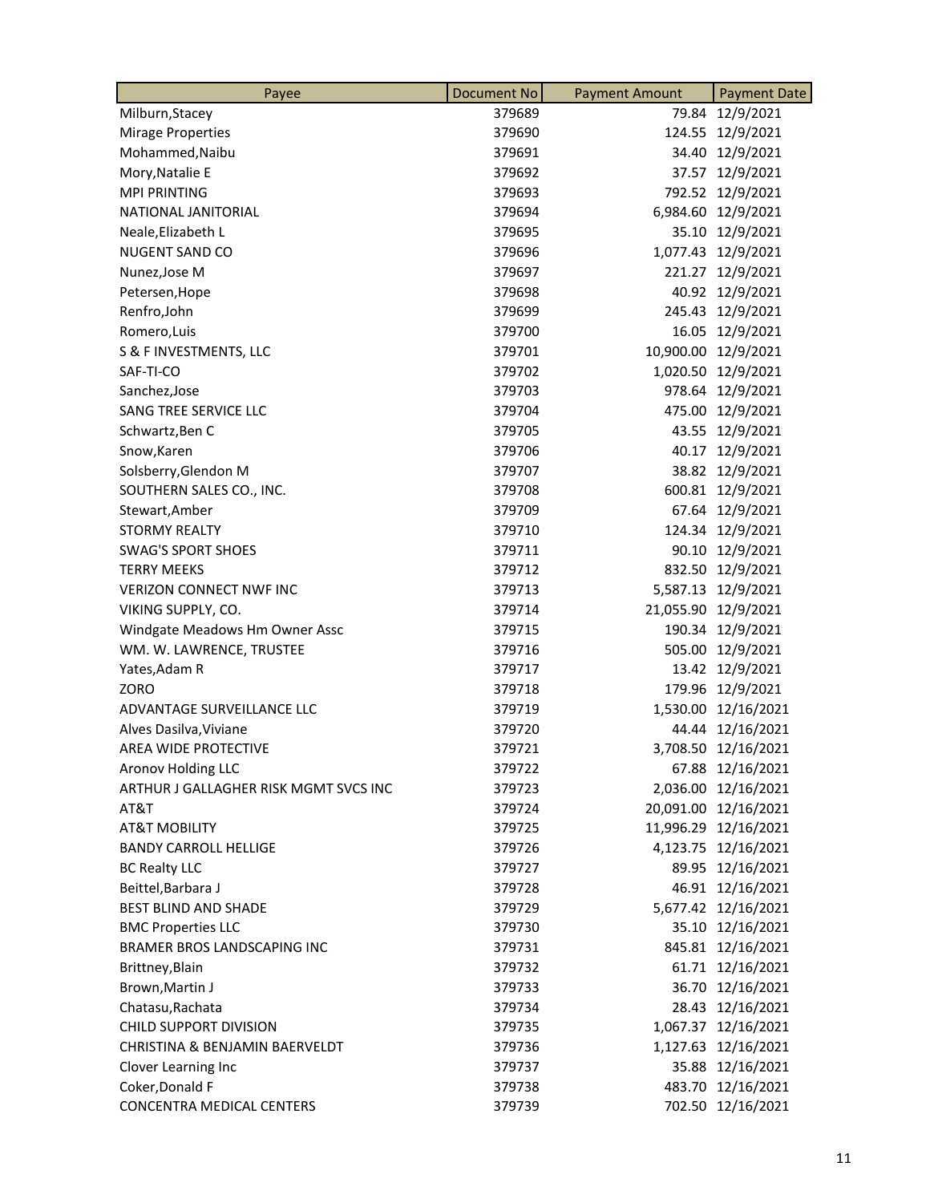| Payee | Document No | Payment Amount | Payment Date |
|---|---|---|---|
| Milburn,Stacey | 379689 | 79.84 | 12/9/2021 |
| Mirage Properties | 379690 | 124.55 | 12/9/2021 |
| Mohammed,Naibu | 379691 | 34.40 | 12/9/2021 |
| Mory,Natalie E | 379692 | 37.57 | 12/9/2021 |
| MPI PRINTING | 379693 | 792.52 | 12/9/2021 |
| NATIONAL JANITORIAL | 379694 | 6,984.60 | 12/9/2021 |
| Neale,Elizabeth L | 379695 | 35.10 | 12/9/2021 |
| NUGENT SAND CO | 379696 | 1,077.43 | 12/9/2021 |
| Nunez,Jose M | 379697 | 221.27 | 12/9/2021 |
| Petersen,Hope | 379698 | 40.92 | 12/9/2021 |
| Renfro,John | 379699 | 245.43 | 12/9/2021 |
| Romero,Luis | 379700 | 16.05 | 12/9/2021 |
| S & F INVESTMENTS, LLC | 379701 | 10,900.00 | 12/9/2021 |
| SAF-TI-CO | 379702 | 1,020.50 | 12/9/2021 |
| Sanchez,Jose | 379703 | 978.64 | 12/9/2021 |
| SANG TREE SERVICE LLC | 379704 | 475.00 | 12/9/2021 |
| Schwartz,Ben C | 379705 | 43.55 | 12/9/2021 |
| Snow,Karen | 379706 | 40.17 | 12/9/2021 |
| Solsberry,Glendon M | 379707 | 38.82 | 12/9/2021 |
| SOUTHERN SALES CO., INC. | 379708 | 600.81 | 12/9/2021 |
| Stewart,Amber | 379709 | 67.64 | 12/9/2021 |
| STORMY REALTY | 379710 | 124.34 | 12/9/2021 |
| SWAG'S SPORT SHOES | 379711 | 90.10 | 12/9/2021 |
| TERRY MEEKS | 379712 | 832.50 | 12/9/2021 |
| VERIZON CONNECT NWF INC | 379713 | 5,587.13 | 12/9/2021 |
| VIKING SUPPLY, CO. | 379714 | 21,055.90 | 12/9/2021 |
| Windgate Meadows Hm Owner Assc | 379715 | 190.34 | 12/9/2021 |
| WM. W. LAWRENCE, TRUSTEE | 379716 | 505.00 | 12/9/2021 |
| Yates,Adam R | 379717 | 13.42 | 12/9/2021 |
| ZORO | 379718 | 179.96 | 12/9/2021 |
| ADVANTAGE SURVEILLANCE LLC | 379719 | 1,530.00 | 12/16/2021 |
| Alves Dasilva,Viviane | 379720 | 44.44 | 12/16/2021 |
| AREA WIDE PROTECTIVE | 379721 | 3,708.50 | 12/16/2021 |
| Aronov Holding LLC | 379722 | 67.88 | 12/16/2021 |
| ARTHUR J GALLAGHER RISK MGMT SVCS INC | 379723 | 2,036.00 | 12/16/2021 |
| AT&T | 379724 | 20,091.00 | 12/16/2021 |
| AT&T MOBILITY | 379725 | 11,996.29 | 12/16/2021 |
| BANDY CARROLL HELLIGE | 379726 | 4,123.75 | 12/16/2021 |
| BC Realty LLC | 379727 | 89.95 | 12/16/2021 |
| Beittel,Barbara J | 379728 | 46.91 | 12/16/2021 |
| BEST BLIND AND SHADE | 379729 | 5,677.42 | 12/16/2021 |
| BMC Properties LLC | 379730 | 35.10 | 12/16/2021 |
| BRAMER BROS LANDSCAPING INC | 379731 | 845.81 | 12/16/2021 |
| Brittney,Blain | 379732 | 61.71 | 12/16/2021 |
| Brown,Martin J | 379733 | 36.70 | 12/16/2021 |
| Chatasu,Rachata | 379734 | 28.43 | 12/16/2021 |
| CHILD SUPPORT DIVISION | 379735 | 1,067.37 | 12/16/2021 |
| CHRISTINA & BENJAMIN BAERVELDT | 379736 | 1,127.63 | 12/16/2021 |
| Clover Learning Inc | 379737 | 35.88 | 12/16/2021 |
| Coker,Donald F | 379738 | 483.70 | 12/16/2021 |
| CONCENTRA MEDICAL CENTERS | 379739 | 702.50 | 12/16/2021 |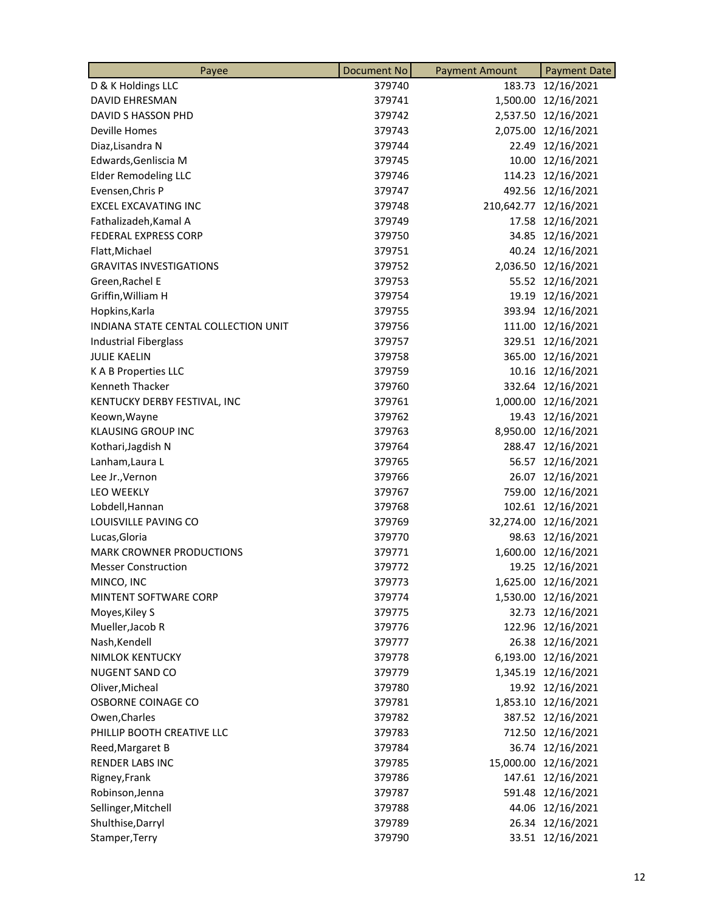| Payee | Document No | Payment Amount | Payment Date |
|---|---|---|---|
| D & K Holdings LLC | 379740 | 183.73 | 12/16/2021 |
| DAVID EHRESMAN | 379741 | 1,500.00 | 12/16/2021 |
| DAVID S HASSON PHD | 379742 | 2,537.50 | 12/16/2021 |
| Deville Homes | 379743 | 2,075.00 | 12/16/2021 |
| Diaz,Lisandra N | 379744 | 22.49 | 12/16/2021 |
| Edwards,Genliscia M | 379745 | 10.00 | 12/16/2021 |
| Elder Remodeling LLC | 379746 | 114.23 | 12/16/2021 |
| Evensen,Chris P | 379747 | 492.56 | 12/16/2021 |
| EXCEL EXCAVATING INC | 379748 | 210,642.77 | 12/16/2021 |
| Fathalizadeh,Kamal A | 379749 | 17.58 | 12/16/2021 |
| FEDERAL EXPRESS CORP | 379750 | 34.85 | 12/16/2021 |
| Flatt,Michael | 379751 | 40.24 | 12/16/2021 |
| GRAVITAS INVESTIGATIONS | 379752 | 2,036.50 | 12/16/2021 |
| Green,Rachel E | 379753 | 55.52 | 12/16/2021 |
| Griffin,William H | 379754 | 19.19 | 12/16/2021 |
| Hopkins,Karla | 379755 | 393.94 | 12/16/2021 |
| INDIANA STATE CENTAL COLLECTION UNIT | 379756 | 111.00 | 12/16/2021 |
| Industrial Fiberglass | 379757 | 329.51 | 12/16/2021 |
| JULIE KAELIN | 379758 | 365.00 | 12/16/2021 |
| K A B Properties LLC | 379759 | 10.16 | 12/16/2021 |
| Kenneth Thacker | 379760 | 332.64 | 12/16/2021 |
| KENTUCKY DERBY FESTIVAL, INC | 379761 | 1,000.00 | 12/16/2021 |
| Keown,Wayne | 379762 | 19.43 | 12/16/2021 |
| KLAUSING GROUP INC | 379763 | 8,950.00 | 12/16/2021 |
| Kothari,Jagdish N | 379764 | 288.47 | 12/16/2021 |
| Lanham,Laura L | 379765 | 56.57 | 12/16/2021 |
| Lee Jr.,Vernon | 379766 | 26.07 | 12/16/2021 |
| LEO WEEKLY | 379767 | 759.00 | 12/16/2021 |
| Lobdell,Hannan | 379768 | 102.61 | 12/16/2021 |
| LOUISVILLE PAVING CO | 379769 | 32,274.00 | 12/16/2021 |
| Lucas,Gloria | 379770 | 98.63 | 12/16/2021 |
| MARK CROWNER PRODUCTIONS | 379771 | 1,600.00 | 12/16/2021 |
| Messer Construction | 379772 | 19.25 | 12/16/2021 |
| MINCO, INC | 379773 | 1,625.00 | 12/16/2021 |
| MINTENT SOFTWARE CORP | 379774 | 1,530.00 | 12/16/2021 |
| Moyes,Kiley S | 379775 | 32.73 | 12/16/2021 |
| Mueller,Jacob R | 379776 | 122.96 | 12/16/2021 |
| Nash,Kendell | 379777 | 26.38 | 12/16/2021 |
| NIMLOK KENTUCKY | 379778 | 6,193.00 | 12/16/2021 |
| NUGENT SAND CO | 379779 | 1,345.19 | 12/16/2021 |
| Oliver,Micheal | 379780 | 19.92 | 12/16/2021 |
| OSBORNE COINAGE CO | 379781 | 1,853.10 | 12/16/2021 |
| Owen,Charles | 379782 | 387.52 | 12/16/2021 |
| PHILLIP BOOTH CREATIVE LLC | 379783 | 712.50 | 12/16/2021 |
| Reed,Margaret B | 379784 | 36.74 | 12/16/2021 |
| RENDER LABS INC | 379785 | 15,000.00 | 12/16/2021 |
| Rigney,Frank | 379786 | 147.61 | 12/16/2021 |
| Robinson,Jenna | 379787 | 591.48 | 12/16/2021 |
| Sellinger,Mitchell | 379788 | 44.06 | 12/16/2021 |
| Shulthise,Darryl | 379789 | 26.34 | 12/16/2021 |
| Stamper,Terry | 379790 | 33.51 | 12/16/2021 |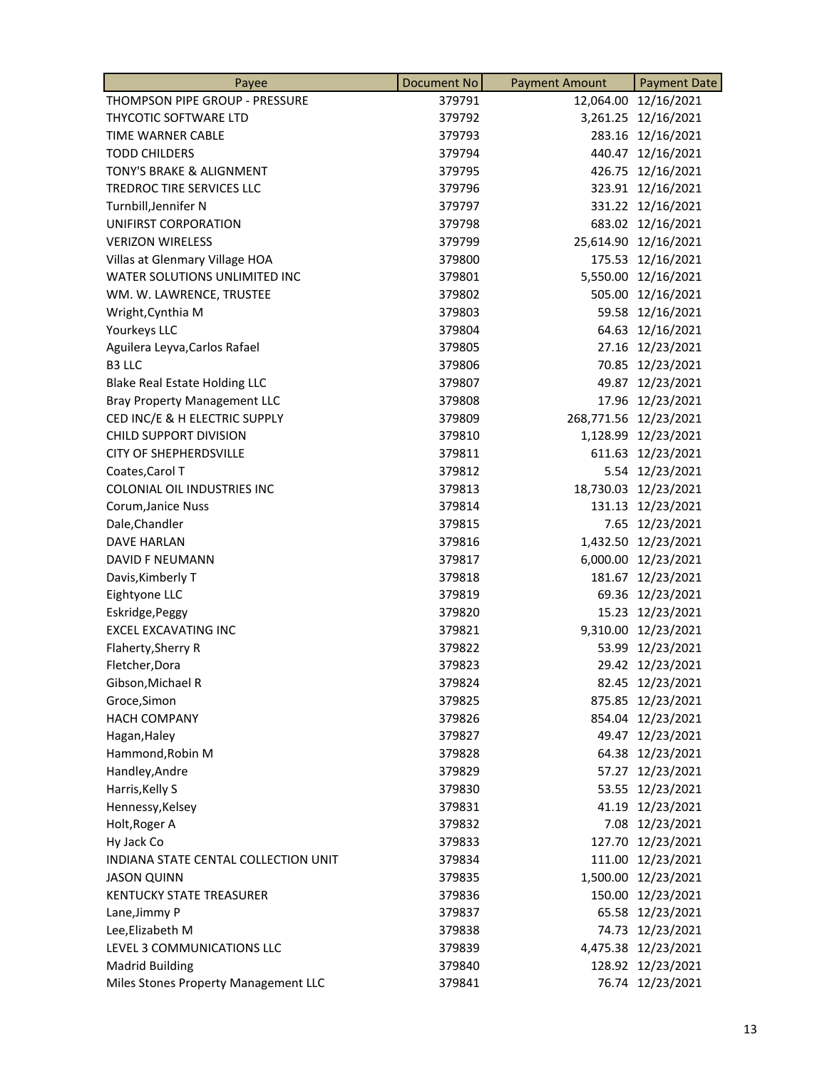| Payee | Document No | Payment Amount | Payment Date |
| --- | --- | --- | --- |
| THOMPSON PIPE GROUP - PRESSURE | 379791 | 12,064.00 | 12/16/2021 |
| THYCOTIC SOFTWARE LTD | 379792 | 3,261.25 | 12/16/2021 |
| TIME WARNER CABLE | 379793 | 283.16 | 12/16/2021 |
| TODD CHILDERS | 379794 | 440.47 | 12/16/2021 |
| TONY'S BRAKE & ALIGNMENT | 379795 | 426.75 | 12/16/2021 |
| TREDROC TIRE SERVICES LLC | 379796 | 323.91 | 12/16/2021 |
| Turnbill,Jennifer N | 379797 | 331.22 | 12/16/2021 |
| UNIFIRST CORPORATION | 379798 | 683.02 | 12/16/2021 |
| VERIZON WIRELESS | 379799 | 25,614.90 | 12/16/2021 |
| Villas at Glenmary Village HOA | 379800 | 175.53 | 12/16/2021 |
| WATER SOLUTIONS UNLIMITED INC | 379801 | 5,550.00 | 12/16/2021 |
| WM. W. LAWRENCE, TRUSTEE | 379802 | 505.00 | 12/16/2021 |
| Wright,Cynthia M | 379803 | 59.58 | 12/16/2021 |
| Yourkeys LLC | 379804 | 64.63 | 12/16/2021 |
| Aguilera Leyva,Carlos Rafael | 379805 | 27.16 | 12/23/2021 |
| B3 LLC | 379806 | 70.85 | 12/23/2021 |
| Blake Real Estate Holding LLC | 379807 | 49.87 | 12/23/2021 |
| Bray Property Management LLC | 379808 | 17.96 | 12/23/2021 |
| CED INC/E & H ELECTRIC SUPPLY | 379809 | 268,771.56 | 12/23/2021 |
| CHILD SUPPORT DIVISION | 379810 | 1,128.99 | 12/23/2021 |
| CITY OF SHEPHERDSVILLE | 379811 | 611.63 | 12/23/2021 |
| Coates,Carol T | 379812 | 5.54 | 12/23/2021 |
| COLONIAL OIL INDUSTRIES INC | 379813 | 18,730.03 | 12/23/2021 |
| Corum,Janice Nuss | 379814 | 131.13 | 12/23/2021 |
| Dale,Chandler | 379815 | 7.65 | 12/23/2021 |
| DAVE HARLAN | 379816 | 1,432.50 | 12/23/2021 |
| DAVID F NEUMANN | 379817 | 6,000.00 | 12/23/2021 |
| Davis,Kimberly T | 379818 | 181.67 | 12/23/2021 |
| Eightyone LLC | 379819 | 69.36 | 12/23/2021 |
| Eskridge,Peggy | 379820 | 15.23 | 12/23/2021 |
| EXCEL EXCAVATING INC | 379821 | 9,310.00 | 12/23/2021 |
| Flaherty,Sherry R | 379822 | 53.99 | 12/23/2021 |
| Fletcher,Dora | 379823 | 29.42 | 12/23/2021 |
| Gibson,Michael R | 379824 | 82.45 | 12/23/2021 |
| Groce,Simon | 379825 | 875.85 | 12/23/2021 |
| HACH COMPANY | 379826 | 854.04 | 12/23/2021 |
| Hagan,Haley | 379827 | 49.47 | 12/23/2021 |
| Hammond,Robin M | 379828 | 64.38 | 12/23/2021 |
| Handley,Andre | 379829 | 57.27 | 12/23/2021 |
| Harris,Kelly S | 379830 | 53.55 | 12/23/2021 |
| Hennessy,Kelsey | 379831 | 41.19 | 12/23/2021 |
| Holt,Roger A | 379832 | 7.08 | 12/23/2021 |
| Hy Jack Co | 379833 | 127.70 | 12/23/2021 |
| INDIANA STATE CENTAL COLLECTION UNIT | 379834 | 111.00 | 12/23/2021 |
| JASON QUINN | 379835 | 1,500.00 | 12/23/2021 |
| KENTUCKY STATE TREASURER | 379836 | 150.00 | 12/23/2021 |
| Lane,Jimmy P | 379837 | 65.58 | 12/23/2021 |
| Lee,Elizabeth M | 379838 | 74.73 | 12/23/2021 |
| LEVEL 3 COMMUNICATIONS LLC | 379839 | 4,475.38 | 12/23/2021 |
| Madrid Building | 379840 | 128.92 | 12/23/2021 |
| Miles Stones Property Management LLC | 379841 | 76.74 | 12/23/2021 |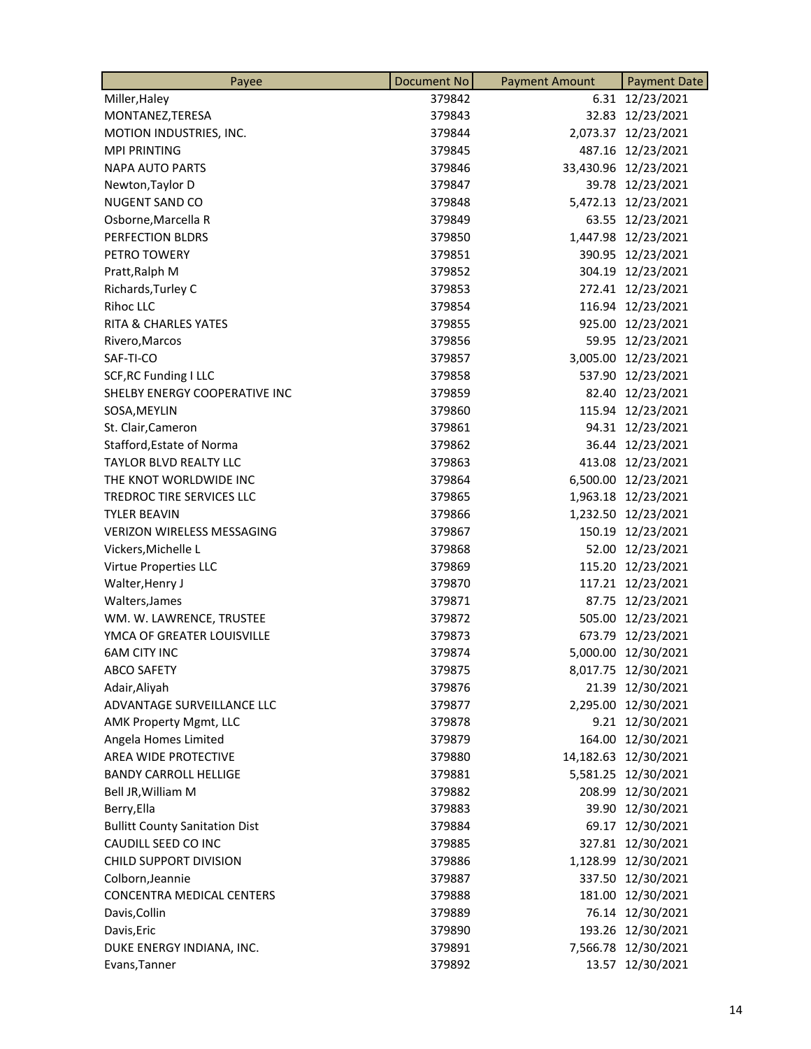| Payee | Document No | Payment Amount | Payment Date |
| --- | --- | --- | --- |
| Miller,Haley | 379842 | 6.31 | 12/23/2021 |
| MONTANEZ,TERESA | 379843 | 32.83 | 12/23/2021 |
| MOTION INDUSTRIES, INC. | 379844 | 2,073.37 | 12/23/2021 |
| MPI PRINTING | 379845 | 487.16 | 12/23/2021 |
| NAPA AUTO PARTS | 379846 | 33,430.96 | 12/23/2021 |
| Newton,Taylor D | 379847 | 39.78 | 12/23/2021 |
| NUGENT SAND CO | 379848 | 5,472.13 | 12/23/2021 |
| Osborne,Marcella R | 379849 | 63.55 | 12/23/2021 |
| PERFECTION BLDRS | 379850 | 1,447.98 | 12/23/2021 |
| PETRO TOWERY | 379851 | 390.95 | 12/23/2021 |
| Pratt,Ralph M | 379852 | 304.19 | 12/23/2021 |
| Richards,Turley C | 379853 | 272.41 | 12/23/2021 |
| Rihoc LLC | 379854 | 116.94 | 12/23/2021 |
| RITA & CHARLES YATES | 379855 | 925.00 | 12/23/2021 |
| Rivero,Marcos | 379856 | 59.95 | 12/23/2021 |
| SAF-TI-CO | 379857 | 3,005.00 | 12/23/2021 |
| SCF,RC Funding I LLC | 379858 | 537.90 | 12/23/2021 |
| SHELBY ENERGY COOPERATIVE INC | 379859 | 82.40 | 12/23/2021 |
| SOSA,MEYLIN | 379860 | 115.94 | 12/23/2021 |
| St. Clair,Cameron | 379861 | 94.31 | 12/23/2021 |
| Stafford,Estate of Norma | 379862 | 36.44 | 12/23/2021 |
| TAYLOR BLVD REALTY LLC | 379863 | 413.08 | 12/23/2021 |
| THE KNOT WORLDWIDE INC | 379864 | 6,500.00 | 12/23/2021 |
| TREDROC TIRE SERVICES LLC | 379865 | 1,963.18 | 12/23/2021 |
| TYLER BEAVIN | 379866 | 1,232.50 | 12/23/2021 |
| VERIZON WIRELESS MESSAGING | 379867 | 150.19 | 12/23/2021 |
| Vickers,Michelle L | 379868 | 52.00 | 12/23/2021 |
| Virtue Properties LLC | 379869 | 115.20 | 12/23/2021 |
| Walter,Henry J | 379870 | 117.21 | 12/23/2021 |
| Walters,James | 379871 | 87.75 | 12/23/2021 |
| WM. W. LAWRENCE, TRUSTEE | 379872 | 505.00 | 12/23/2021 |
| YMCA OF GREATER LOUISVILLE | 379873 | 673.79 | 12/23/2021 |
| 6AM CITY INC | 379874 | 5,000.00 | 12/30/2021 |
| ABCO SAFETY | 379875 | 8,017.75 | 12/30/2021 |
| Adair,Aliyah | 379876 | 21.39 | 12/30/2021 |
| ADVANTAGE SURVEILLANCE LLC | 379877 | 2,295.00 | 12/30/2021 |
| AMK Property Mgmt, LLC | 379878 | 9.21 | 12/30/2021 |
| Angela Homes Limited | 379879 | 164.00 | 12/30/2021 |
| AREA WIDE PROTECTIVE | 379880 | 14,182.63 | 12/30/2021 |
| BANDY CARROLL HELLIGE | 379881 | 5,581.25 | 12/30/2021 |
| Bell JR,William M | 379882 | 208.99 | 12/30/2021 |
| Berry,Ella | 379883 | 39.90 | 12/30/2021 |
| Bullitt County Sanitation Dist | 379884 | 69.17 | 12/30/2021 |
| CAUDILL SEED CO INC | 379885 | 327.81 | 12/30/2021 |
| CHILD SUPPORT DIVISION | 379886 | 1,128.99 | 12/30/2021 |
| Colborn,Jeannie | 379887 | 337.50 | 12/30/2021 |
| CONCENTRA MEDICAL CENTERS | 379888 | 181.00 | 12/30/2021 |
| Davis,Collin | 379889 | 76.14 | 12/30/2021 |
| Davis,Eric | 379890 | 193.26 | 12/30/2021 |
| DUKE ENERGY INDIANA, INC. | 379891 | 7,566.78 | 12/30/2021 |
| Evans,Tanner | 379892 | 13.57 | 12/30/2021 |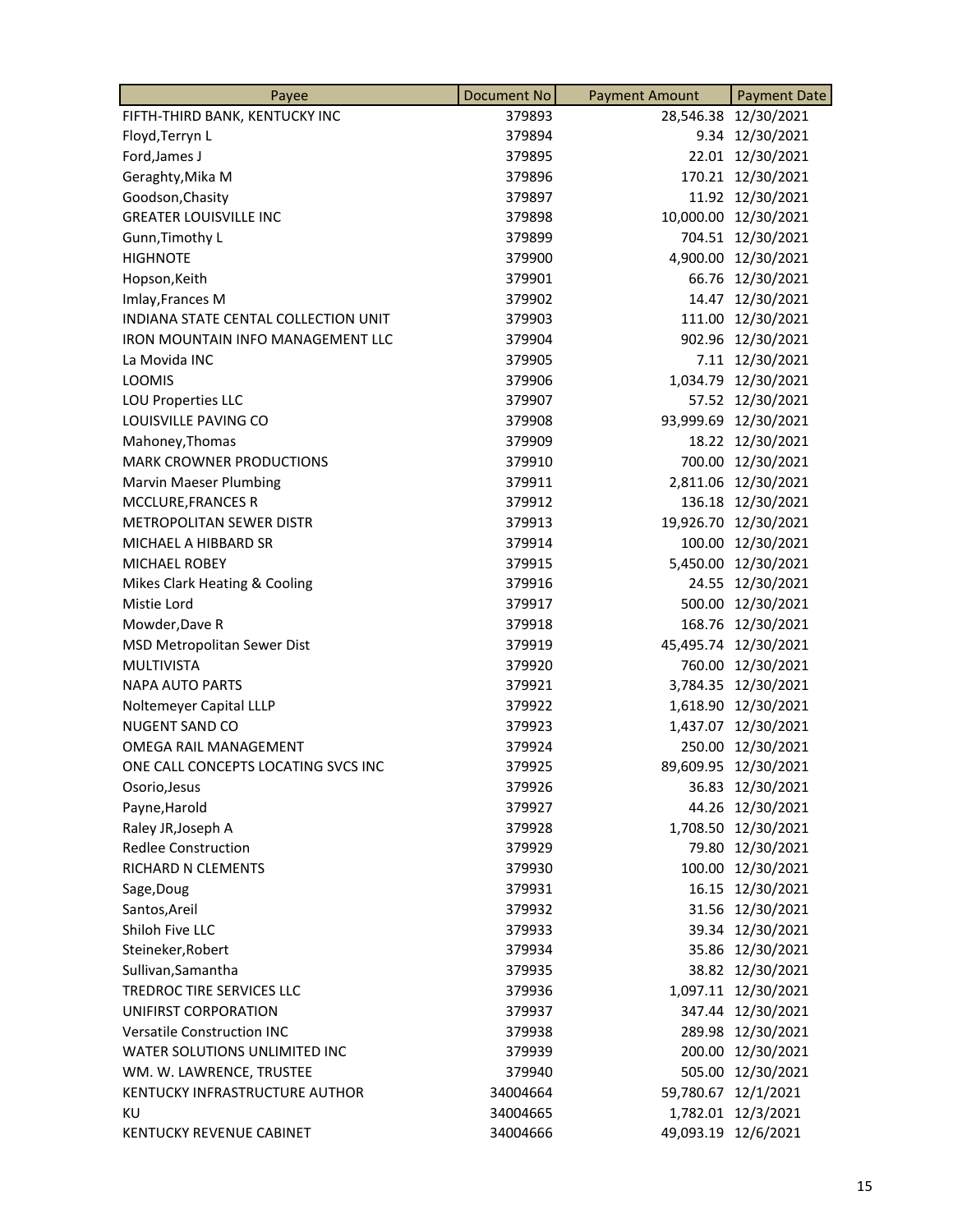| Payee | Document No | Payment Amount | Payment Date |
|---|---|---|---|
| FIFTH-THIRD BANK, KENTUCKY INC | 379893 | 28,546.38 | 12/30/2021 |
| Floyd,Terryn L | 379894 | 9.34 | 12/30/2021 |
| Ford,James J | 379895 | 22.01 | 12/30/2021 |
| Geraghty,Mika M | 379896 | 170.21 | 12/30/2021 |
| Goodson,Chasity | 379897 | 11.92 | 12/30/2021 |
| GREATER LOUISVILLE INC | 379898 | 10,000.00 | 12/30/2021 |
| Gunn,Timothy L | 379899 | 704.51 | 12/30/2021 |
| HIGHNOTE | 379900 | 4,900.00 | 12/30/2021 |
| Hopson,Keith | 379901 | 66.76 | 12/30/2021 |
| Imlay,Frances M | 379902 | 14.47 | 12/30/2021 |
| INDIANA STATE CENTAL COLLECTION UNIT | 379903 | 111.00 | 12/30/2021 |
| IRON MOUNTAIN INFO MANAGEMENT LLC | 379904 | 902.96 | 12/30/2021 |
| La Movida INC | 379905 | 7.11 | 12/30/2021 |
| LOOMIS | 379906 | 1,034.79 | 12/30/2021 |
| LOU Properties LLC | 379907 | 57.52 | 12/30/2021 |
| LOUISVILLE PAVING CO | 379908 | 93,999.69 | 12/30/2021 |
| Mahoney,Thomas | 379909 | 18.22 | 12/30/2021 |
| MARK CROWNER PRODUCTIONS | 379910 | 700.00 | 12/30/2021 |
| Marvin Maeser Plumbing | 379911 | 2,811.06 | 12/30/2021 |
| MCCLURE,FRANCES R | 379912 | 136.18 | 12/30/2021 |
| METROPOLITAN SEWER DISTR | 379913 | 19,926.70 | 12/30/2021 |
| MICHAEL A HIBBARD SR | 379914 | 100.00 | 12/30/2021 |
| MICHAEL ROBEY | 379915 | 5,450.00 | 12/30/2021 |
| Mikes Clark Heating & Cooling | 379916 | 24.55 | 12/30/2021 |
| Mistie Lord | 379917 | 500.00 | 12/30/2021 |
| Mowder,Dave R | 379918 | 168.76 | 12/30/2021 |
| MSD Metropolitan Sewer Dist | 379919 | 45,495.74 | 12/30/2021 |
| MULTIVISTA | 379920 | 760.00 | 12/30/2021 |
| NAPA AUTO PARTS | 379921 | 3,784.35 | 12/30/2021 |
| Noltemeyer Capital LLLP | 379922 | 1,618.90 | 12/30/2021 |
| NUGENT SAND CO | 379923 | 1,437.07 | 12/30/2021 |
| OMEGA RAIL MANAGEMENT | 379924 | 250.00 | 12/30/2021 |
| ONE CALL CONCEPTS LOCATING SVCS INC | 379925 | 89,609.95 | 12/30/2021 |
| Osorio,Jesus | 379926 | 36.83 | 12/30/2021 |
| Payne,Harold | 379927 | 44.26 | 12/30/2021 |
| Raley JR,Joseph A | 379928 | 1,708.50 | 12/30/2021 |
| Redlee Construction | 379929 | 79.80 | 12/30/2021 |
| RICHARD N CLEMENTS | 379930 | 100.00 | 12/30/2021 |
| Sage,Doug | 379931 | 16.15 | 12/30/2021 |
| Santos,Areil | 379932 | 31.56 | 12/30/2021 |
| Shiloh Five LLC | 379933 | 39.34 | 12/30/2021 |
| Steineker,Robert | 379934 | 35.86 | 12/30/2021 |
| Sullivan,Samantha | 379935 | 38.82 | 12/30/2021 |
| TREDROC TIRE SERVICES LLC | 379936 | 1,097.11 | 12/30/2021 |
| UNIFIRST CORPORATION | 379937 | 347.44 | 12/30/2021 |
| Versatile Construction INC | 379938 | 289.98 | 12/30/2021 |
| WATER SOLUTIONS UNLIMITED INC | 379939 | 200.00 | 12/30/2021 |
| WM. W. LAWRENCE, TRUSTEE | 379940 | 505.00 | 12/30/2021 |
| KENTUCKY INFRASTRUCTURE AUTHOR | 34004664 | 59,780.67 | 12/1/2021 |
| KU | 34004665 | 1,782.01 | 12/3/2021 |
| KENTUCKY REVENUE CABINET | 34004666 | 49,093.19 | 12/6/2021 |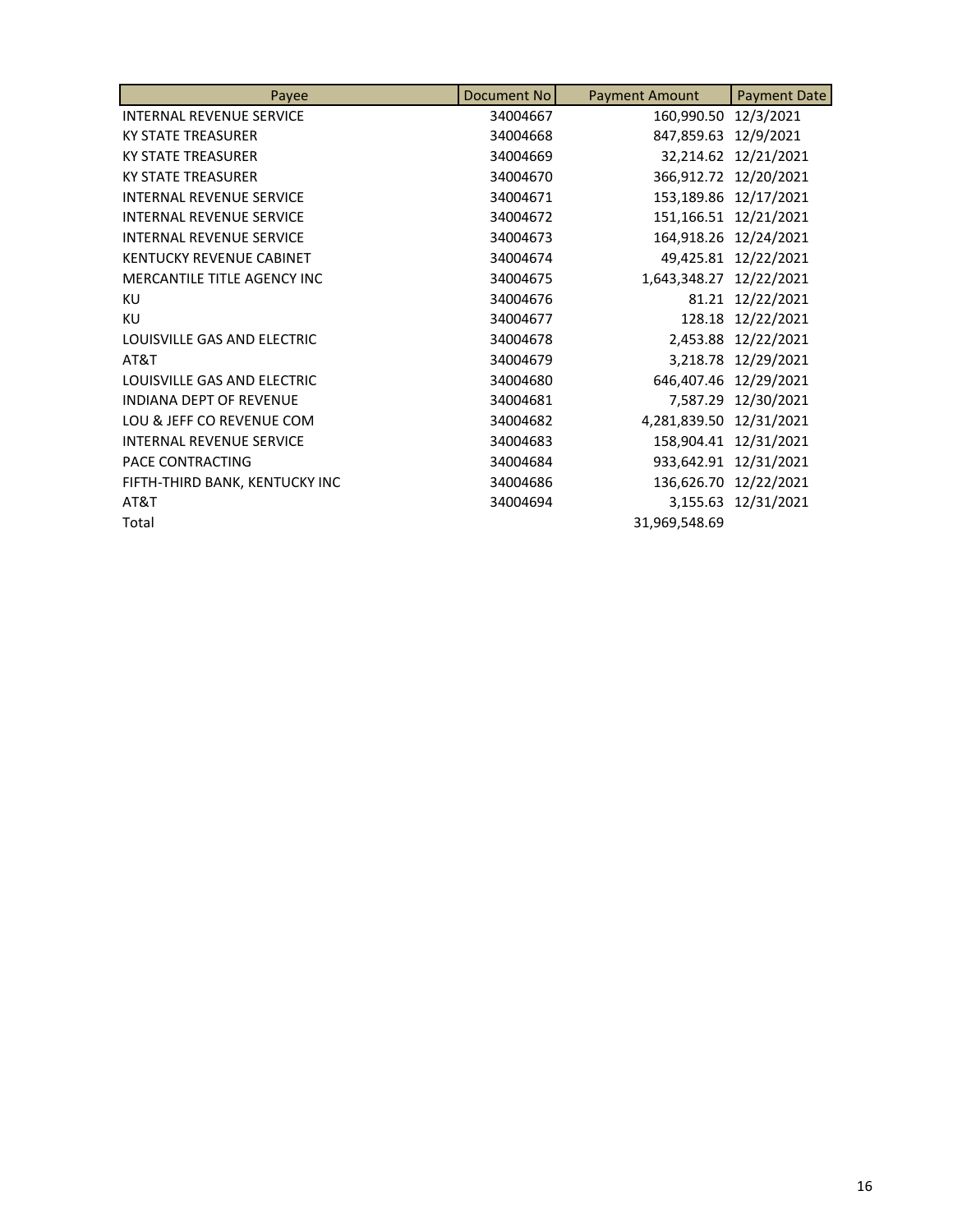| Payee | Document No | Payment Amount | Payment Date |
|---|---|---|---|
| INTERNAL REVENUE SERVICE | 34004667 | 160,990.50 | 12/3/2021 |
| KY STATE TREASURER | 34004668 | 847,859.63 | 12/9/2021 |
| KY STATE TREASURER | 34004669 | 32,214.62 | 12/21/2021 |
| KY STATE TREASURER | 34004670 | 366,912.72 | 12/20/2021 |
| INTERNAL REVENUE SERVICE | 34004671 | 153,189.86 | 12/17/2021 |
| INTERNAL REVENUE SERVICE | 34004672 | 151,166.51 | 12/21/2021 |
| INTERNAL REVENUE SERVICE | 34004673 | 164,918.26 | 12/24/2021 |
| KENTUCKY REVENUE CABINET | 34004674 | 49,425.81 | 12/22/2021 |
| MERCANTILE TITLE AGENCY INC | 34004675 | 1,643,348.27 | 12/22/2021 |
| KU | 34004676 | 81.21 | 12/22/2021 |
| KU | 34004677 | 128.18 | 12/22/2021 |
| LOUISVILLE GAS AND ELECTRIC | 34004678 | 2,453.88 | 12/22/2021 |
| AT&T | 34004679 | 3,218.78 | 12/29/2021 |
| LOUISVILLE GAS AND ELECTRIC | 34004680 | 646,407.46 | 12/29/2021 |
| INDIANA DEPT OF REVENUE | 34004681 | 7,587.29 | 12/30/2021 |
| LOU & JEFF CO REVENUE COM | 34004682 | 4,281,839.50 | 12/31/2021 |
| INTERNAL REVENUE SERVICE | 34004683 | 158,904.41 | 12/31/2021 |
| PACE CONTRACTING | 34004684 | 933,642.91 | 12/31/2021 |
| FIFTH-THIRD BANK, KENTUCKY INC | 34004686 | 136,626.70 | 12/22/2021 |
| AT&T | 34004694 | 3,155.63 | 12/31/2021 |
| Total | | 31,969,548.69 | |